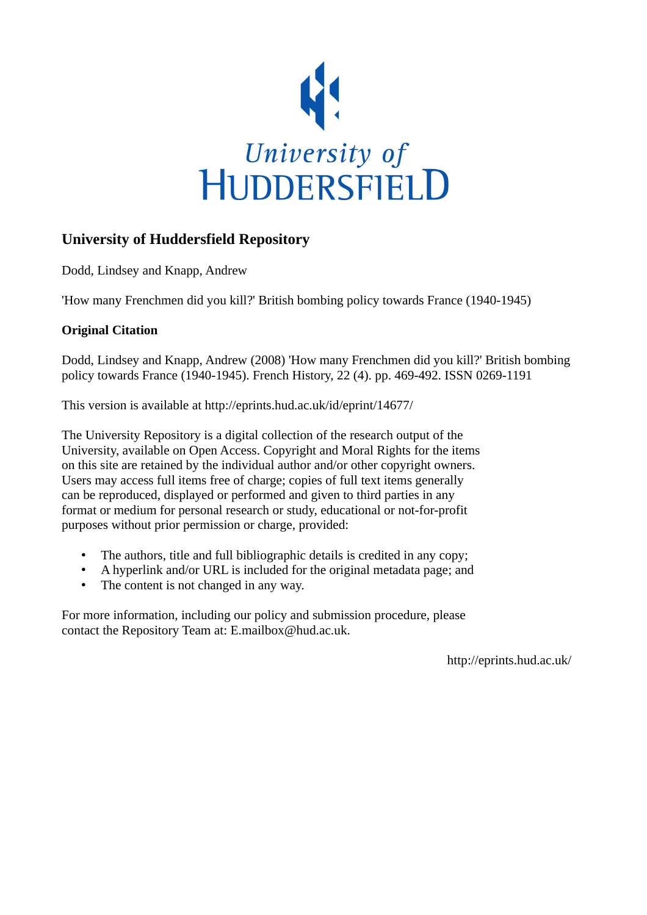University of HUDDERSFIELD

## University of Huddersfield Repository

Dodd, Lindsey and Knapp, Andrew

'How many Frenchmen did you kill?' British bombing policy towards France (1940-1945)

### Original Citation

Dodd, Lindsey and Knapp, Andrew (2008) 'How many Frenchmen did you kill?' British bombing policy towards France (1940-1945). French History, 22 (4). pp. 469-492. ISSN 0269-1191

This version is available at http://eprints.hud.ac.uk/id/eprint/14677/

The University Repository is a digital collection of the research output of the University, available on Open Access. Copyright and Moral Rights for the items on this site are retained by the individual author and/or other copyright owners. Users may access full items free of charge; copies of full text items generally can be reproduced, displayed or performed and given to third parties in any format or medium for personal research or study, educational or not-for-profit purposes without prior permission or charge, provided:

- The authors, title and full bibliographic details is credited in any copy;
- A hyperlink and/or URL is included for the original metadata page; and
- The content is not changed in any way.

For more information, including our policy and submission procedure, please contact the Repository Team at: E.mailbox@hud.ac.uk.

http://eprints.hud.ac.uk/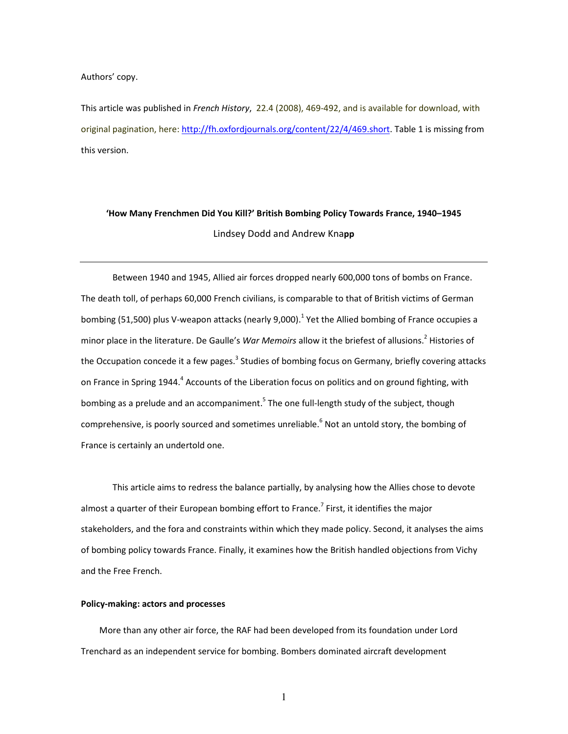Authors' copy.

This article was published in *French History*, 22.4 (2008), 469-492, and is available for download, with original pagination, here: http://fh.oxfordjournals.org/content/22/4/469.short. Table 1 is missing from this version.

**'How Many Frenchmen Did You Kill?' British Bombing Policy Towards France, 1940–1945**

Lindsey Dodd and Andrew Knapp

---

Between 1940 and 1945, Allied air forces dropped nearly 600,000 tons of bombs on France. The death toll, of perhaps 60,000 French civilians, is comparable to that of British victims of German bombing (51,500) plus V-weapon attacks (nearly 9,000).[1] Yet the Allied bombing of France occupies a minor place in the literature. De Gaulle's *War Memoirs* allow it the briefest of allusions.[2] Histories of the Occupation concede it a few pages.[3] Studies of bombing focus on Germany, briefly covering attacks on France in Spring 1944.[4] Accounts of the Liberation focus on politics and on ground fighting, with bombing as a prelude and an accompaniment.[5] The one full-length study of the subject, though comprehensive, is poorly sourced and sometimes unreliable.[6] Not an untold story, the bombing of France is certainly an undertold one.

This article aims to redress the balance partially, by analysing how the Allies chose to devote almost a quarter of their European bombing effort to France.[7] First, it identifies the major stakeholders, and the fora and constraints within which they made policy. Second, it analyses the aims of bombing policy towards France. Finally, it examines how the British handled objections from Vichy and the Free French.

**Policy-making: actors and processes**

More than any other air force, the RAF had been developed from its foundation under Lord Trenchard as an independent service for bombing. Bombers dominated aircraft development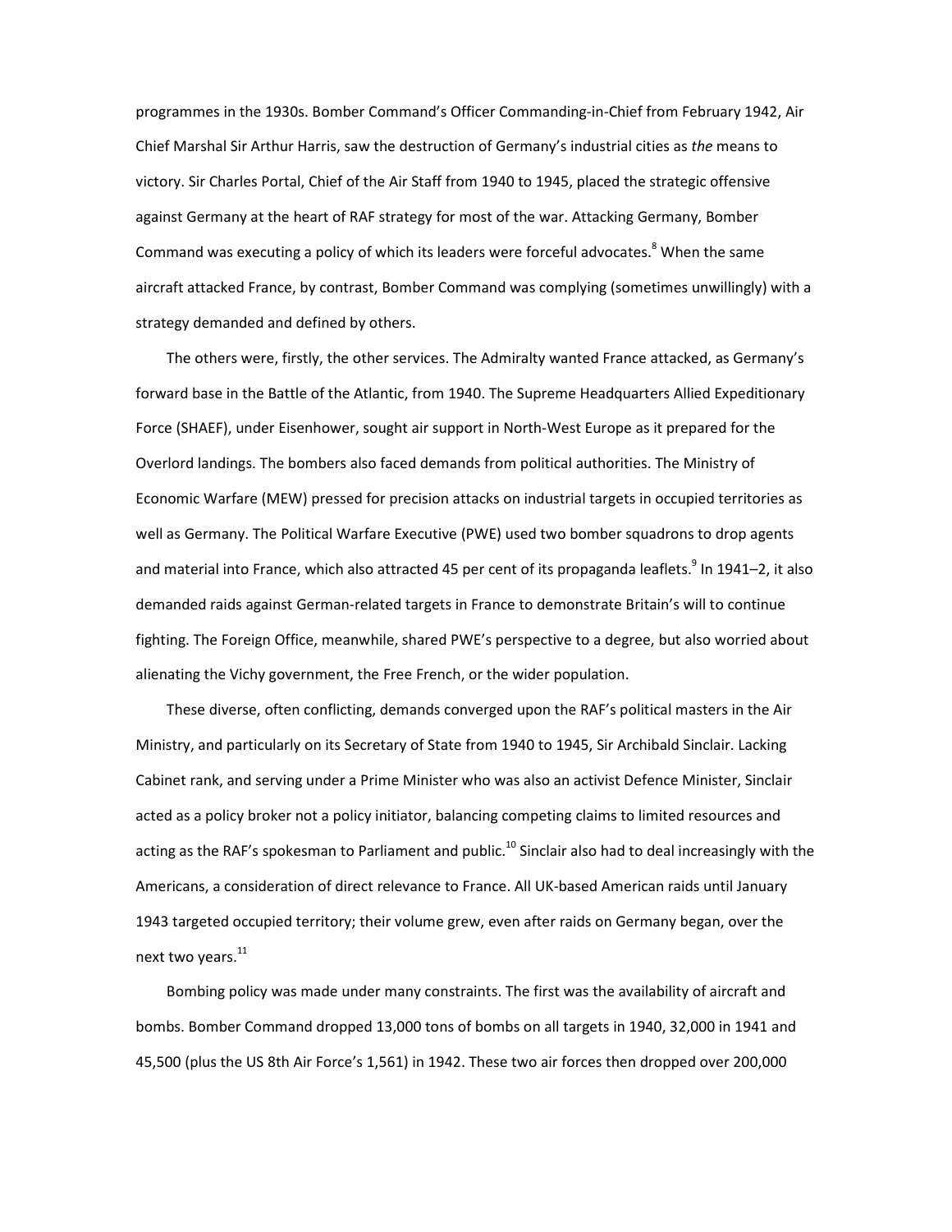programmes in the 1930s. Bomber Command's Officer Commanding-in-Chief from February 1942, Air Chief Marshal Sir Arthur Harris, saw the destruction of Germany's industrial cities as *the* means to victory. Sir Charles Portal, Chief of the Air Staff from 1940 to 1945, placed the strategic offensive against Germany at the heart of RAF strategy for most of the war. Attacking Germany, Bomber Command was executing a policy of which its leaders were forceful advocates.[8] When the same aircraft attacked France, by contrast, Bomber Command was complying (sometimes unwillingly) with a strategy demanded and defined by others.

The others were, firstly, the other services. The Admiralty wanted France attacked, as Germany's forward base in the Battle of the Atlantic, from 1940. The Supreme Headquarters Allied Expeditionary Force (SHAEF), under Eisenhower, sought air support in North-West Europe as it prepared for the Overlord landings. The bombers also faced demands from political authorities. The Ministry of Economic Warfare (MEW) pressed for precision attacks on industrial targets in occupied territories as well as Germany. The Political Warfare Executive (PWE) used two bomber squadrons to drop agents and material into France, which also attracted 45 per cent of its propaganda leaflets.[9] In 1941–2, it also demanded raids against German-related targets in France to demonstrate Britain's will to continue fighting. The Foreign Office, meanwhile, shared PWE's perspective to a degree, but also worried about alienating the Vichy government, the Free French, or the wider population.

These diverse, often conflicting, demands converged upon the RAF's political masters in the Air Ministry, and particularly on its Secretary of State from 1940 to 1945, Sir Archibald Sinclair. Lacking Cabinet rank, and serving under a Prime Minister who was also an activist Defence Minister, Sinclair acted as a policy broker not a policy initiator, balancing competing claims to limited resources and acting as the RAF's spokesman to Parliament and public.[10] Sinclair also had to deal increasingly with the Americans, a consideration of direct relevance to France. All UK-based American raids until January 1943 targeted occupied territory; their volume grew, even after raids on Germany began, over the next two years.[11]

Bombing policy was made under many constraints. The first was the availability of aircraft and bombs. Bomber Command dropped 13,000 tons of bombs on all targets in 1940, 32,000 in 1941 and 45,500 (plus the US 8th Air Force's 1,561) in 1942. These two air forces then dropped over 200,000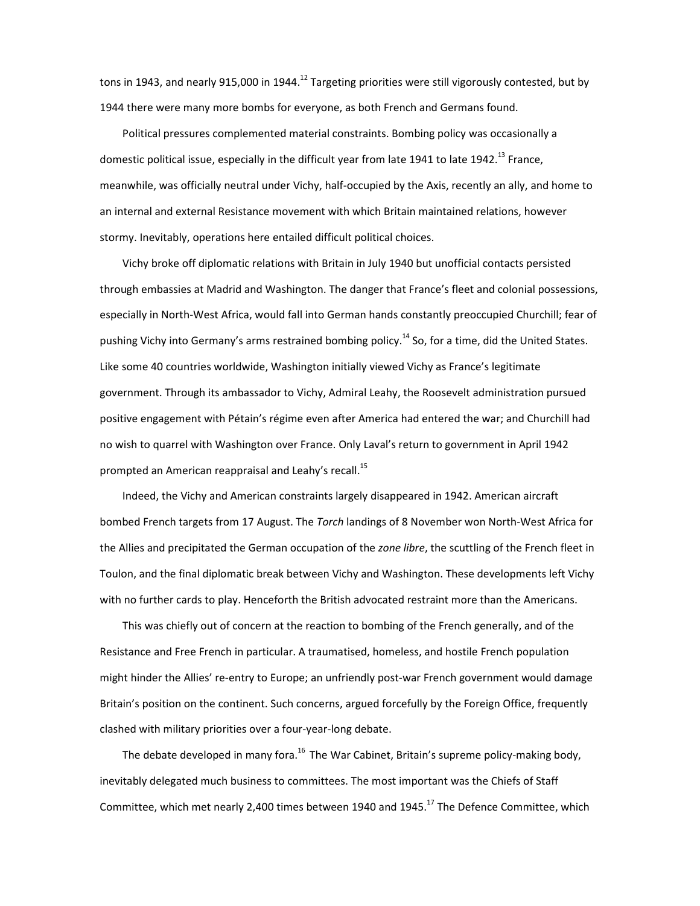tons in 1943, and nearly 915,000 in 1944.[12] Targeting priorities were still vigorously contested, but by 1944 there were many more bombs for everyone, as both French and Germans found.

Political pressures complemented material constraints. Bombing policy was occasionally a domestic political issue, especially in the difficult year from late 1941 to late 1942.[13] France, meanwhile, was officially neutral under Vichy, half-occupied by the Axis, recently an ally, and home to an internal and external Resistance movement with which Britain maintained relations, however stormy. Inevitably, operations here entailed difficult political choices.

Vichy broke off diplomatic relations with Britain in July 1940 but unofficial contacts persisted through embassies at Madrid and Washington. The danger that France's fleet and colonial possessions, especially in North-West Africa, would fall into German hands constantly preoccupied Churchill; fear of pushing Vichy into Germany's arms restrained bombing policy.[14] So, for a time, did the United States. Like some 40 countries worldwide, Washington initially viewed Vichy as France's legitimate government. Through its ambassador to Vichy, Admiral Leahy, the Roosevelt administration pursued positive engagement with Pétain's régime even after America had entered the war; and Churchill had no wish to quarrel with Washington over France. Only Laval's return to government in April 1942 prompted an American reappraisal and Leahy's recall.[15]

Indeed, the Vichy and American constraints largely disappeared in 1942. American aircraft bombed French targets from 17 August. The *Torch* landings of 8 November won North-West Africa for the Allies and precipitated the German occupation of the *zone libre*, the scuttling of the French fleet in Toulon, and the final diplomatic break between Vichy and Washington. These developments left Vichy with no further cards to play. Henceforth the British advocated restraint more than the Americans.

This was chiefly out of concern at the reaction to bombing of the French generally, and of the Resistance and Free French in particular. A traumatised, homeless, and hostile French population might hinder the Allies' re-entry to Europe; an unfriendly post-war French government would damage Britain's position on the continent. Such concerns, argued forcefully by the Foreign Office, frequently clashed with military priorities over a four-year-long debate.

The debate developed in many fora.[16] The War Cabinet, Britain's supreme policy-making body, inevitably delegated much business to committees. The most important was the Chiefs of Staff Committee, which met nearly 2,400 times between 1940 and 1945.[17] The Defence Committee, which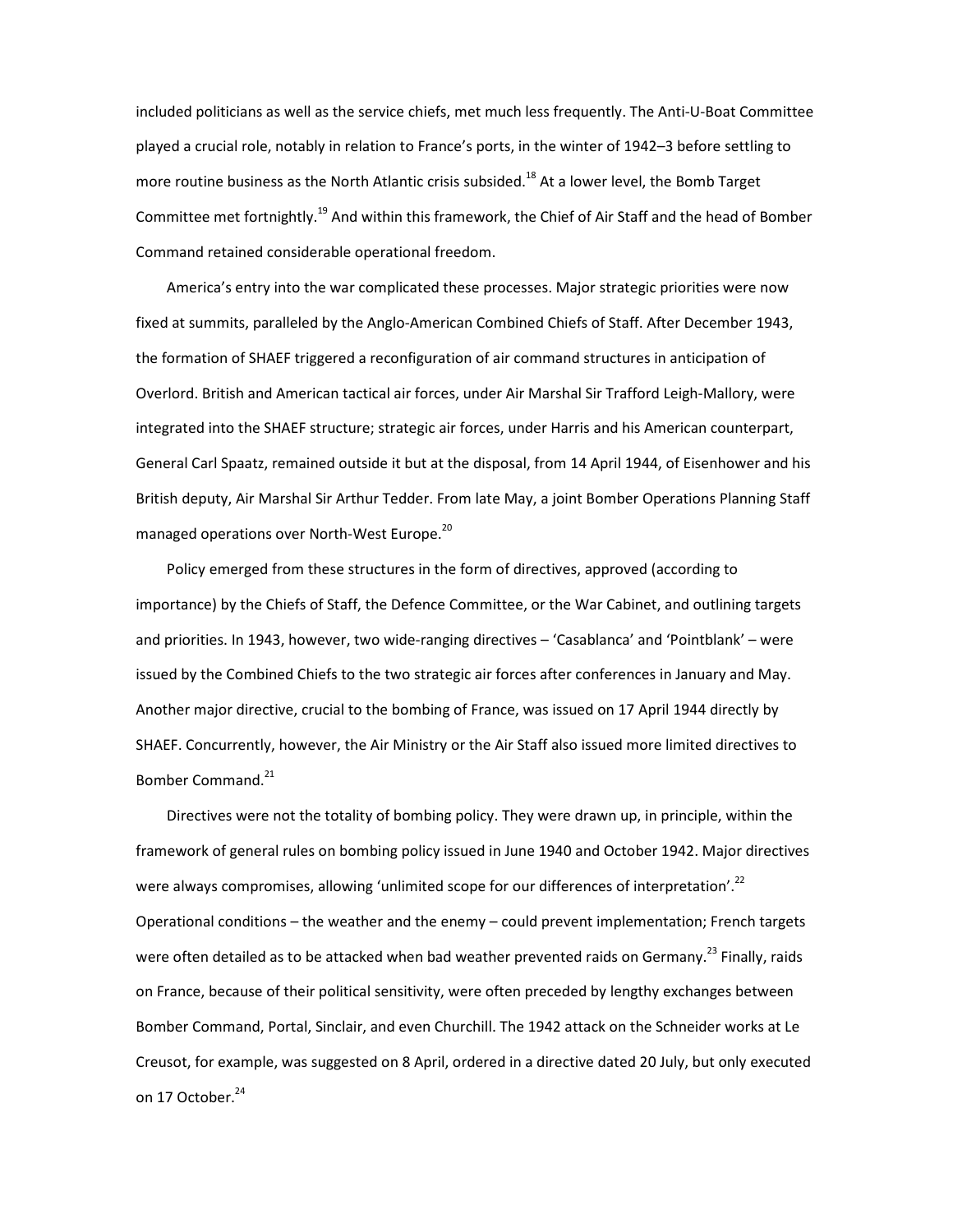included politicians as well as the service chiefs, met much less frequently. The Anti-U-Boat Committee played a crucial role, notably in relation to France's ports, in the winter of 1942–3 before settling to more routine business as the North Atlantic crisis subsided.[18] At a lower level, the Bomb Target Committee met fortnightly.[19] And within this framework, the Chief of Air Staff and the head of Bomber Command retained considerable operational freedom.

America's entry into the war complicated these processes. Major strategic priorities were now fixed at summits, paralleled by the Anglo-American Combined Chiefs of Staff. After December 1943, the formation of SHAEF triggered a reconfiguration of air command structures in anticipation of Overlord. British and American tactical air forces, under Air Marshal Sir Trafford Leigh-Mallory, were integrated into the SHAEF structure; strategic air forces, under Harris and his American counterpart, General Carl Spaatz, remained outside it but at the disposal, from 14 April 1944, of Eisenhower and his British deputy, Air Marshal Sir Arthur Tedder. From late May, a joint Bomber Operations Planning Staff managed operations over North-West Europe.[20]

Policy emerged from these structures in the form of directives, approved (according to importance) by the Chiefs of Staff, the Defence Committee, or the War Cabinet, and outlining targets and priorities. In 1943, however, two wide-ranging directives – 'Casablanca' and 'Pointblank' – were issued by the Combined Chiefs to the two strategic air forces after conferences in January and May. Another major directive, crucial to the bombing of France, was issued on 17 April 1944 directly by SHAEF. Concurrently, however, the Air Ministry or the Air Staff also issued more limited directives to Bomber Command.[21]

Directives were not the totality of bombing policy. They were drawn up, in principle, within the framework of general rules on bombing policy issued in June 1940 and October 1942. Major directives were always compromises, allowing 'unlimited scope for our differences of interpretation'.[22] Operational conditions – the weather and the enemy – could prevent implementation; French targets were often detailed as to be attacked when bad weather prevented raids on Germany.[23] Finally, raids on France, because of their political sensitivity, were often preceded by lengthy exchanges between Bomber Command, Portal, Sinclair, and even Churchill. The 1942 attack on the Schneider works at Le Creusot, for example, was suggested on 8 April, ordered in a directive dated 20 July, but only executed on 17 October.[24]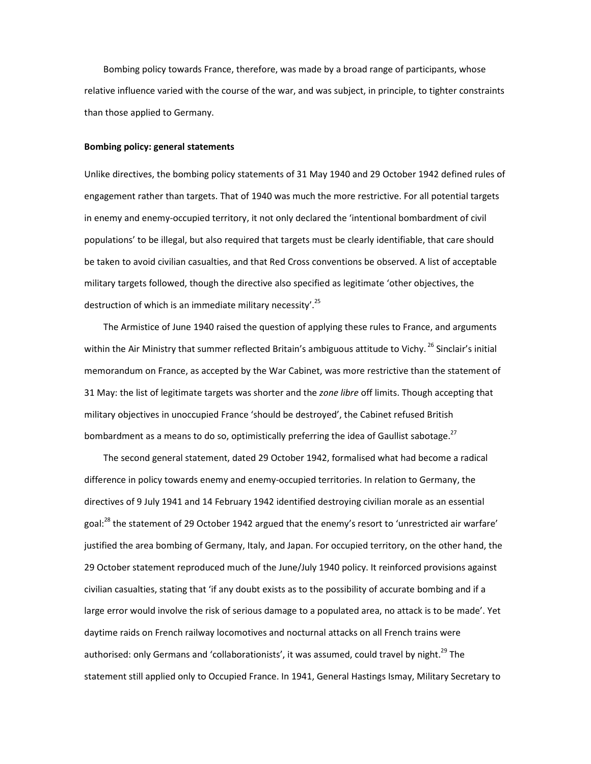Bombing policy towards France, therefore, was made by a broad range of participants, whose relative influence varied with the course of the war, and was subject, in principle, to tighter constraints than those applied to Germany.

**Bombing policy: general statements**

Unlike directives, the bombing policy statements of 31 May 1940 and 29 October 1942 defined rules of engagement rather than targets. That of 1940 was much the more restrictive. For all potential targets in enemy and enemy-occupied territory, it not only declared the 'intentional bombardment of civil populations' to be illegal, but also required that targets must be clearly identifiable, that care should be taken to avoid civilian casualties, and that Red Cross conventions be observed. A list of acceptable military targets followed, though the directive also specified as legitimate 'other objectives, the destruction of which is an immediate military necessity'.[25]

The Armistice of June 1940 raised the question of applying these rules to France, and arguments within the Air Ministry that summer reflected Britain's ambiguous attitude to Vichy.[26] Sinclair's initial memorandum on France, as accepted by the War Cabinet, was more restrictive than the statement of 31 May: the list of legitimate targets was shorter and the *zone libre* off limits. Though accepting that military objectives in unoccupied France 'should be destroyed', the Cabinet refused British bombardment as a means to do so, optimistically preferring the idea of Gaullist sabotage.[27]

The second general statement, dated 29 October 1942, formalised what had become a radical difference in policy towards enemy and enemy-occupied territories. In relation to Germany, the directives of 9 July 1941 and 14 February 1942 identified destroying civilian morale as an essential goal:[28] the statement of 29 October 1942 argued that the enemy's resort to 'unrestricted air warfare' justified the area bombing of Germany, Italy, and Japan. For occupied territory, on the other hand, the 29 October statement reproduced much of the June/July 1940 policy. It reinforced provisions against civilian casualties, stating that 'if any doubt exists as to the possibility of accurate bombing and if a large error would involve the risk of serious damage to a populated area, no attack is to be made'. Yet daytime raids on French railway locomotives and nocturnal attacks on all French trains were authorised: only Germans and 'collaborationists', it was assumed, could travel by night.[29] The statement still applied only to Occupied France. In 1941, General Hastings Ismay, Military Secretary to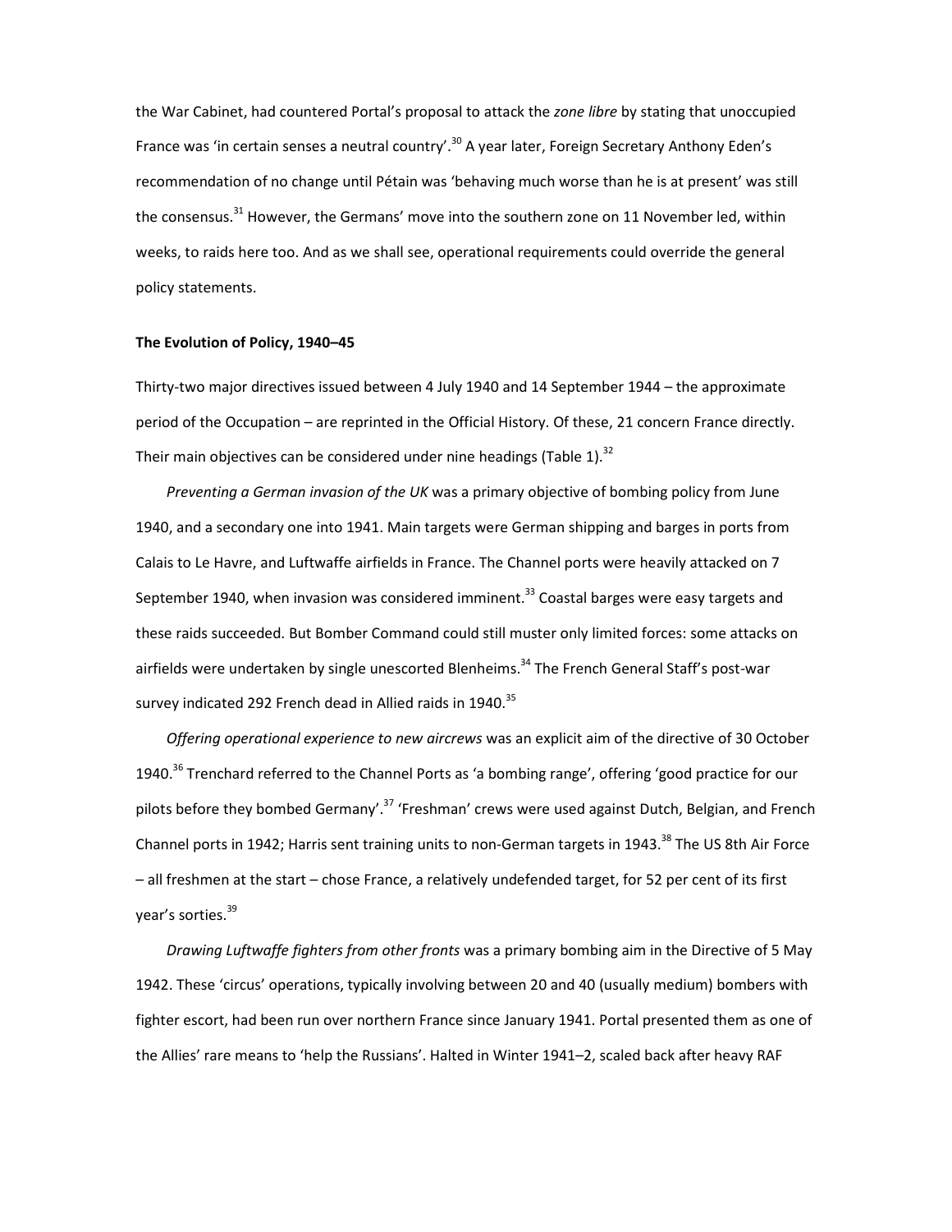the War Cabinet, had countered Portal's proposal to attack the *zone libre* by stating that unoccupied France was 'in certain senses a neutral country'.[30] A year later, Foreign Secretary Anthony Eden's recommendation of no change until Pétain was 'behaving much worse than he is at present' was still the consensus.[31] However, the Germans' move into the southern zone on 11 November led, within weeks, to raids here too. And as we shall see, operational requirements could override the general policy statements.

**The Evolution of Policy, 1940–45**

Thirty-two major directives issued between 4 July 1940 and 14 September 1944 – the approximate period of the Occupation – are reprinted in the Official History. Of these, 21 concern France directly. Their main objectives can be considered under nine headings (Table 1).[32]

*Preventing a German invasion of the UK* was a primary objective of bombing policy from June 1940, and a secondary one into 1941. Main targets were German shipping and barges in ports from Calais to Le Havre, and Luftwaffe airfields in France. The Channel ports were heavily attacked on 7 September 1940, when invasion was considered imminent.[33] Coastal barges were easy targets and these raids succeeded. But Bomber Command could still muster only limited forces: some attacks on airfields were undertaken by single unescorted Blenheims.[34] The French General Staff's post-war survey indicated 292 French dead in Allied raids in 1940.[35]

*Offering operational experience to new aircrews* was an explicit aim of the directive of 30 October 1940.[36] Trenchard referred to the Channel Ports as 'a bombing range', offering 'good practice for our pilots before they bombed Germany'.[37] 'Freshman' crews were used against Dutch, Belgian, and French Channel ports in 1942; Harris sent training units to non-German targets in 1943.[38] The US 8th Air Force – all freshmen at the start – chose France, a relatively undefended target, for 52 per cent of its first year's sorties.[39]

*Drawing Luftwaffe fighters from other fronts* was a primary bombing aim in the Directive of 5 May 1942. These 'circus' operations, typically involving between 20 and 40 (usually medium) bombers with fighter escort, had been run over northern France since January 1941. Portal presented them as one of the Allies' rare means to 'help the Russians'. Halted in Winter 1941–2, scaled back after heavy RAF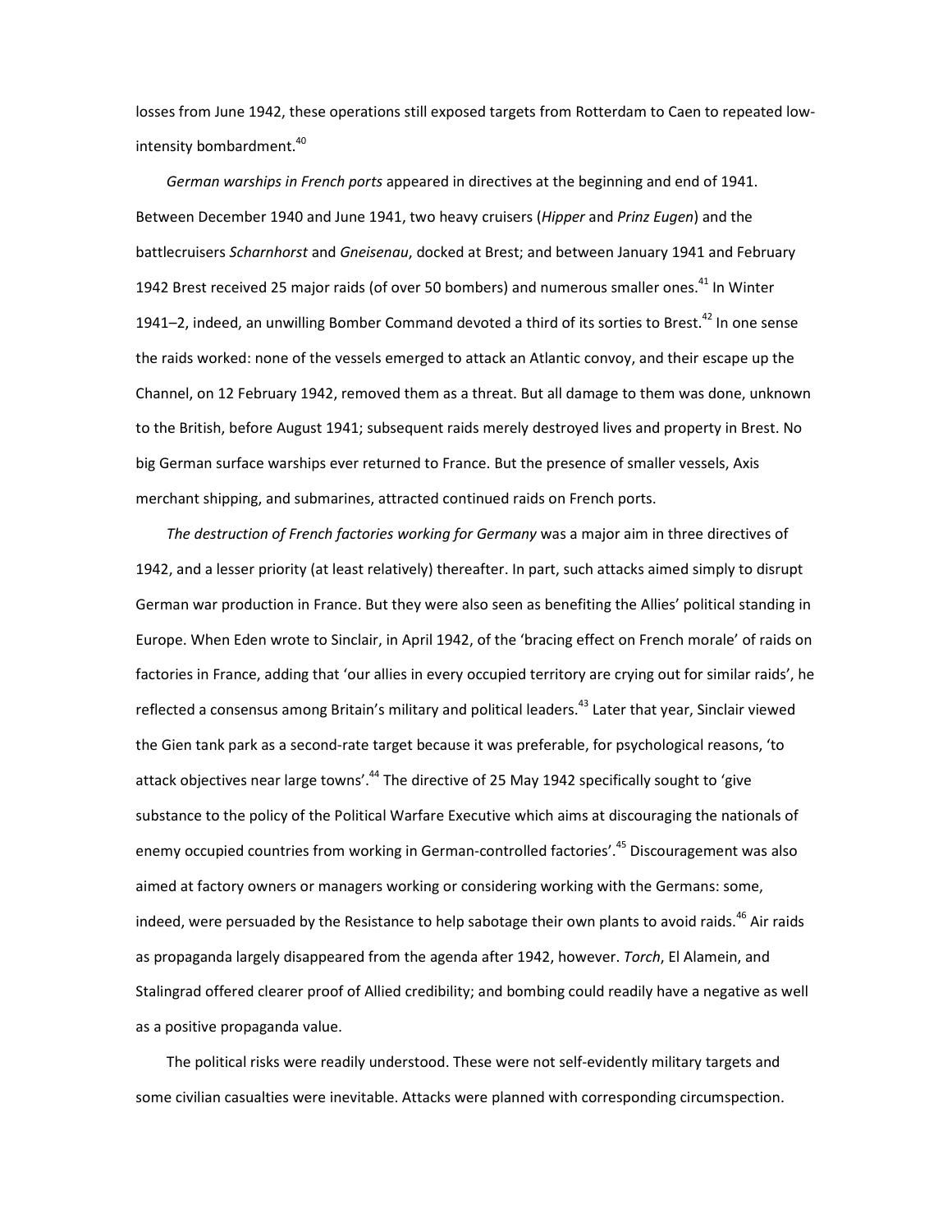losses from June 1942, these operations still exposed targets from Rotterdam to Caen to repeated low-intensity bombardment.[40]

*German warships in French ports* appeared in directives at the beginning and end of 1941. Between December 1940 and June 1941, two heavy cruisers (*Hipper* and *Prinz Eugen*) and the battlecruisers *Scharnhorst* and *Gneisenau*, docked at Brest; and between January 1941 and February 1942 Brest received 25 major raids (of over 50 bombers) and numerous smaller ones.[41] In Winter 1941–2, indeed, an unwilling Bomber Command devoted a third of its sorties to Brest.[42] In one sense the raids worked: none of the vessels emerged to attack an Atlantic convoy, and their escape up the Channel, on 12 February 1942, removed them as a threat. But all damage to them was done, unknown to the British, before August 1941; subsequent raids merely destroyed lives and property in Brest. No big German surface warships ever returned to France. But the presence of smaller vessels, Axis merchant shipping, and submarines, attracted continued raids on French ports.

*The destruction of French factories working for Germany* was a major aim in three directives of 1942, and a lesser priority (at least relatively) thereafter. In part, such attacks aimed simply to disrupt German war production in France. But they were also seen as benefiting the Allies' political standing in Europe. When Eden wrote to Sinclair, in April 1942, of the 'bracing effect on French morale' of raids on factories in France, adding that 'our allies in every occupied territory are crying out for similar raids', he reflected a consensus among Britain's military and political leaders.[43] Later that year, Sinclair viewed the Gien tank park as a second-rate target because it was preferable, for psychological reasons, 'to attack objectives near large towns'.[44] The directive of 25 May 1942 specifically sought to 'give substance to the policy of the Political Warfare Executive which aims at discouraging the nationals of enemy occupied countries from working in German-controlled factories'.[45] Discouragement was also aimed at factory owners or managers working or considering working with the Germans: some, indeed, were persuaded by the Resistance to help sabotage their own plants to avoid raids.[46] Air raids as propaganda largely disappeared from the agenda after 1942, however. *Torch*, El Alamein, and Stalingrad offered clearer proof of Allied credibility; and bombing could readily have a negative as well as a positive propaganda value.

The political risks were readily understood. These were not self-evidently military targets and some civilian casualties were inevitable. Attacks were planned with corresponding circumspection.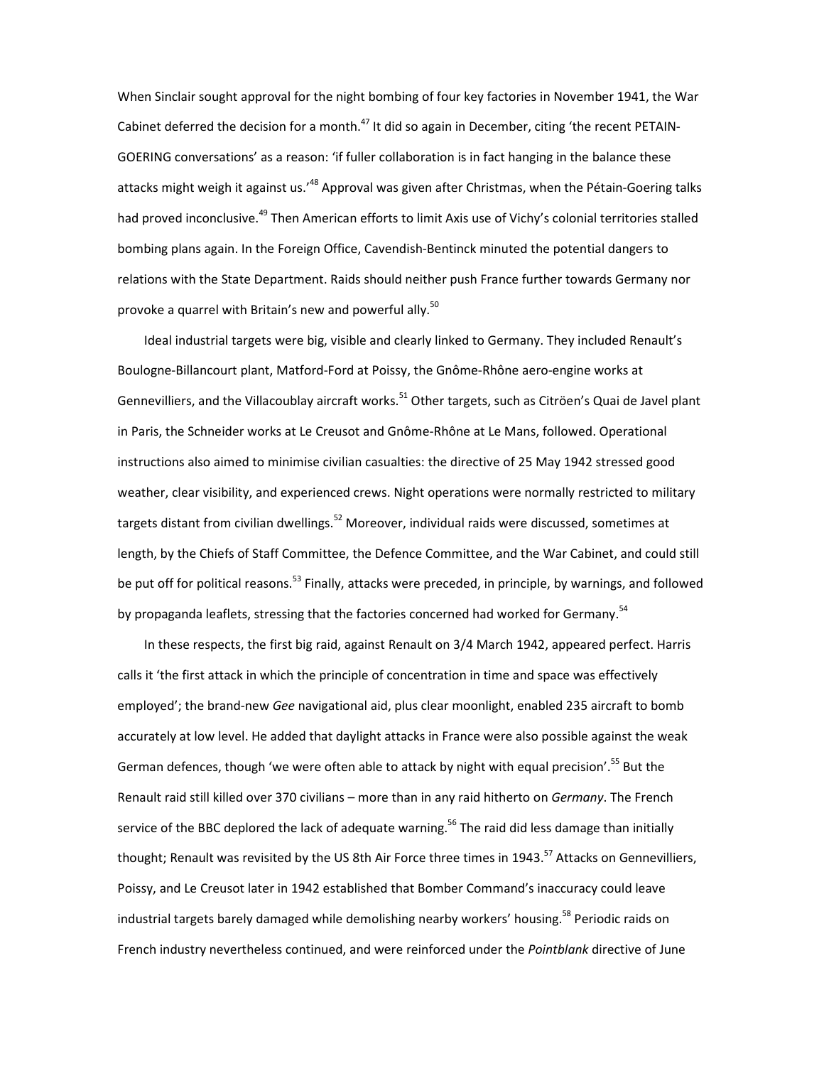When Sinclair sought approval for the night bombing of four key factories in November 1941, the War Cabinet deferred the decision for a month.[47] It did so again in December, citing 'the recent PETAIN-GOERING conversations' as a reason: 'if fuller collaboration is in fact hanging in the balance these attacks might weigh it against us.'[48] Approval was given after Christmas, when the Pétain-Goering talks had proved inconclusive.[49] Then American efforts to limit Axis use of Vichy's colonial territories stalled bombing plans again. In the Foreign Office, Cavendish-Bentinck minuted the potential dangers to relations with the State Department. Raids should neither push France further towards Germany nor provoke a quarrel with Britain's new and powerful ally.[50]

Ideal industrial targets were big, visible and clearly linked to Germany. They included Renault's Boulogne-Billancourt plant, Matford-Ford at Poissy, the Gnôme-Rhône aero-engine works at Gennevilliers, and the Villacoublay aircraft works.[51] Other targets, such as Citröen's Quai de Javel plant in Paris, the Schneider works at Le Creusot and Gnôme-Rhône at Le Mans, followed. Operational instructions also aimed to minimise civilian casualties: the directive of 25 May 1942 stressed good weather, clear visibility, and experienced crews. Night operations were normally restricted to military targets distant from civilian dwellings.[52] Moreover, individual raids were discussed, sometimes at length, by the Chiefs of Staff Committee, the Defence Committee, and the War Cabinet, and could still be put off for political reasons.[53] Finally, attacks were preceded, in principle, by warnings, and followed by propaganda leaflets, stressing that the factories concerned had worked for Germany.[54]

In these respects, the first big raid, against Renault on 3/4 March 1942, appeared perfect. Harris calls it 'the first attack in which the principle of concentration in time and space was effectively employed'; the brand-new *Gee* navigational aid, plus clear moonlight, enabled 235 aircraft to bomb accurately at low level. He added that daylight attacks in France were also possible against the weak German defences, though 'we were often able to attack by night with equal precision'.[55] But the Renault raid still killed over 370 civilians – more than in any raid hitherto on *Germany*. The French service of the BBC deplored the lack of adequate warning.[56] The raid did less damage than initially thought; Renault was revisited by the US 8th Air Force three times in 1943.[57] Attacks on Gennevilliers, Poissy, and Le Creusot later in 1942 established that Bomber Command's inaccuracy could leave industrial targets barely damaged while demolishing nearby workers' housing.[58] Periodic raids on French industry nevertheless continued, and were reinforced under the *Pointblank* directive of June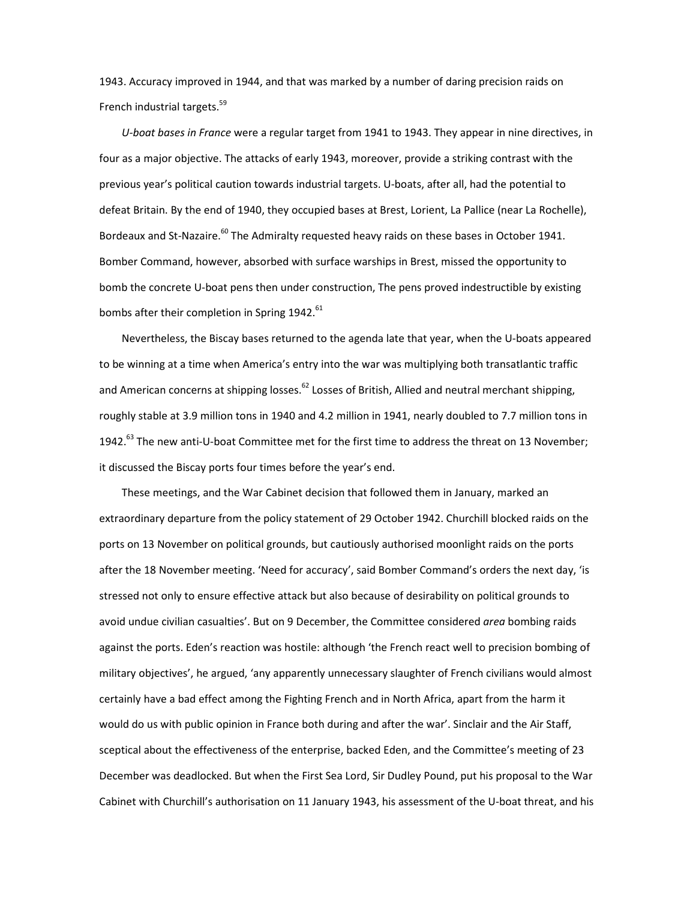1943. Accuracy improved in 1944, and that was marked by a number of daring precision raids on French industrial targets.[59]

*U-boat bases in France* were a regular target from 1941 to 1943. They appear in nine directives, in four as a major objective. The attacks of early 1943, moreover, provide a striking contrast with the previous year's political caution towards industrial targets. U-boats, after all, had the potential to defeat Britain. By the end of 1940, they occupied bases at Brest, Lorient, La Pallice (near La Rochelle), Bordeaux and St-Nazaire.[60] The Admiralty requested heavy raids on these bases in October 1941. Bomber Command, however, absorbed with surface warships in Brest, missed the opportunity to bomb the concrete U-boat pens then under construction, The pens proved indestructible by existing bombs after their completion in Spring 1942.[61]

Nevertheless, the Biscay bases returned to the agenda late that year, when the U-boats appeared to be winning at a time when America's entry into the war was multiplying both transatlantic traffic and American concerns at shipping losses.[62] Losses of British, Allied and neutral merchant shipping, roughly stable at 3.9 million tons in 1940 and 4.2 million in 1941, nearly doubled to 7.7 million tons in 1942.[63] The new anti-U-boat Committee met for the first time to address the threat on 13 November; it discussed the Biscay ports four times before the year's end.

These meetings, and the War Cabinet decision that followed them in January, marked an extraordinary departure from the policy statement of 29 October 1942. Churchill blocked raids on the ports on 13 November on political grounds, but cautiously authorised moonlight raids on the ports after the 18 November meeting. 'Need for accuracy', said Bomber Command's orders the next day, 'is stressed not only to ensure effective attack but also because of desirability on political grounds to avoid undue civilian casualties'. But on 9 December, the Committee considered *area* bombing raids against the ports. Eden's reaction was hostile: although 'the French react well to precision bombing of military objectives', he argued, 'any apparently unnecessary slaughter of French civilians would almost certainly have a bad effect among the Fighting French and in North Africa, apart from the harm it would do us with public opinion in France both during and after the war'. Sinclair and the Air Staff, sceptical about the effectiveness of the enterprise, backed Eden, and the Committee's meeting of 23 December was deadlocked. But when the First Sea Lord, Sir Dudley Pound, put his proposal to the War Cabinet with Churchill's authorisation on 11 January 1943, his assessment of the U-boat threat, and his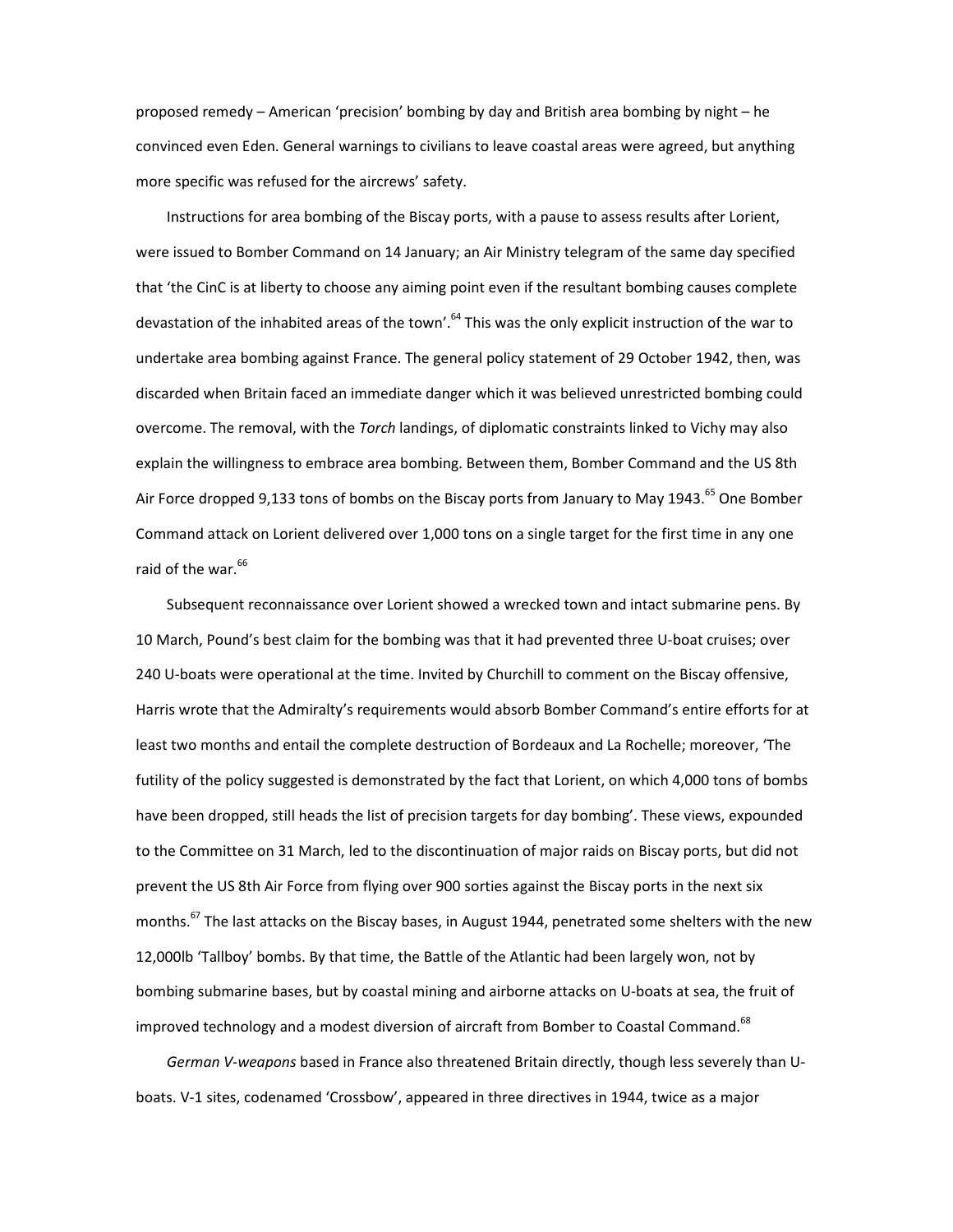proposed remedy – American 'precision' bombing by day and British area bombing by night – he convinced even Eden. General warnings to civilians to leave coastal areas were agreed, but anything more specific was refused for the aircrews' safety.

Instructions for area bombing of the Biscay ports, with a pause to assess results after Lorient, were issued to Bomber Command on 14 January; an Air Ministry telegram of the same day specified that 'the CinC is at liberty to choose any aiming point even if the resultant bombing causes complete devastation of the inhabited areas of the town'.[64] This was the only explicit instruction of the war to undertake area bombing against France. The general policy statement of 29 October 1942, then, was discarded when Britain faced an immediate danger which it was believed unrestricted bombing could overcome. The removal, with the *Torch* landings, of diplomatic constraints linked to Vichy may also explain the willingness to embrace area bombing. Between them, Bomber Command and the US 8th Air Force dropped 9,133 tons of bombs on the Biscay ports from January to May 1943.[65] One Bomber Command attack on Lorient delivered over 1,000 tons on a single target for the first time in any one raid of the war.[66]

Subsequent reconnaissance over Lorient showed a wrecked town and intact submarine pens. By 10 March, Pound's best claim for the bombing was that it had prevented three U-boat cruises; over 240 U-boats were operational at the time. Invited by Churchill to comment on the Biscay offensive, Harris wrote that the Admiralty's requirements would absorb Bomber Command's entire efforts for at least two months and entail the complete destruction of Bordeaux and La Rochelle; moreover, 'The futility of the policy suggested is demonstrated by the fact that Lorient, on which 4,000 tons of bombs have been dropped, still heads the list of precision targets for day bombing'. These views, expounded to the Committee on 31 March, led to the discontinuation of major raids on Biscay ports, but did not prevent the US 8th Air Force from flying over 900 sorties against the Biscay ports in the next six months.[67] The last attacks on the Biscay bases, in August 1944, penetrated some shelters with the new 12,000lb 'Tallboy' bombs. By that time, the Battle of the Atlantic had been largely won, not by bombing submarine bases, but by coastal mining and airborne attacks on U-boats at sea, the fruit of improved technology and a modest diversion of aircraft from Bomber to Coastal Command.[68]

*German V-weapons* based in France also threatened Britain directly, though less severely than U-boats. V-1 sites, codenamed 'Crossbow', appeared in three directives in 1944, twice as a major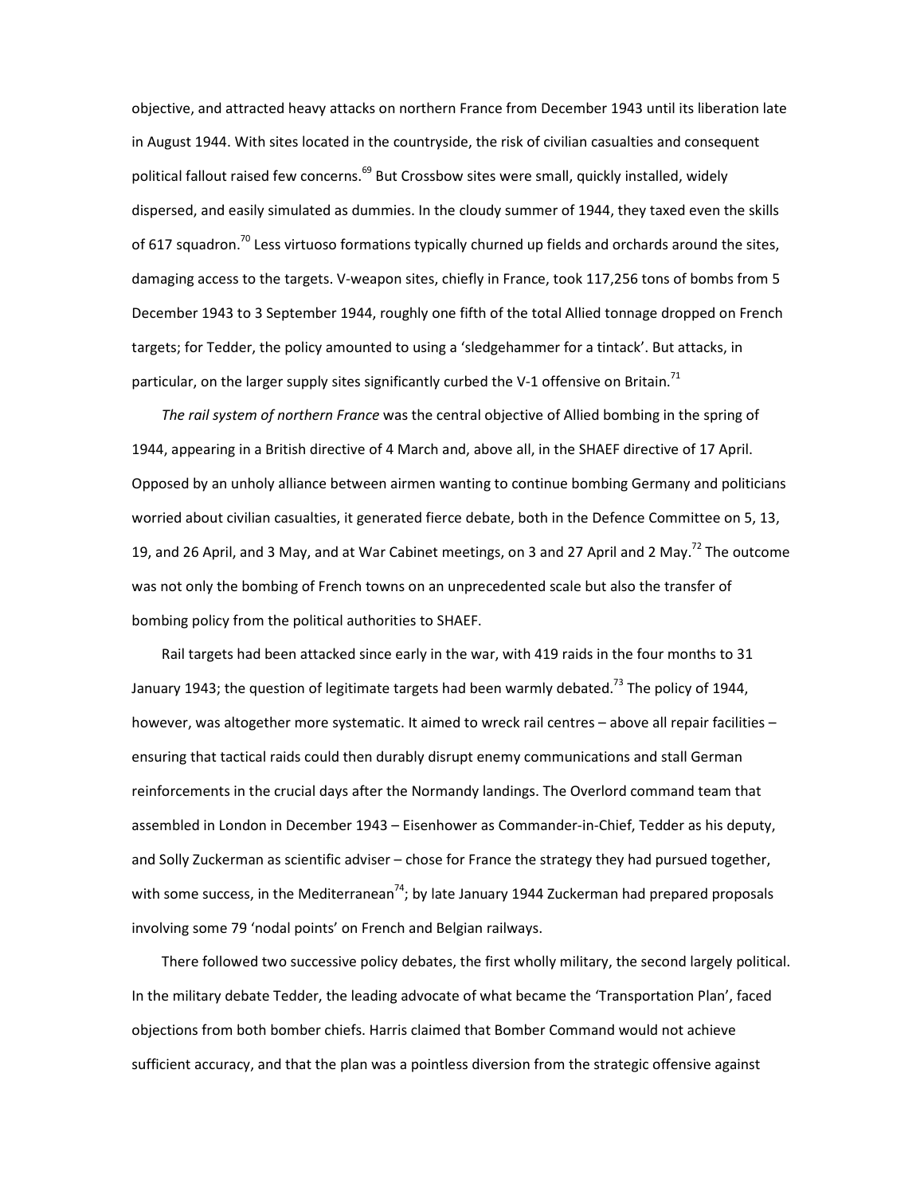objective, and attracted heavy attacks on northern France from December 1943 until its liberation late in August 1944. With sites located in the countryside, the risk of civilian casualties and consequent political fallout raised few concerns.[69] But Crossbow sites were small, quickly installed, widely dispersed, and easily simulated as dummies. In the cloudy summer of 1944, they taxed even the skills of 617 squadron.[70] Less virtuoso formations typically churned up fields and orchards around the sites, damaging access to the targets. V-weapon sites, chiefly in France, took 117,256 tons of bombs from 5 December 1943 to 3 September 1944, roughly one fifth of the total Allied tonnage dropped on French targets; for Tedder, the policy amounted to using a 'sledgehammer for a tintack'. But attacks, in particular, on the larger supply sites significantly curbed the V-1 offensive on Britain.[71]

*The rail system of northern France* was the central objective of Allied bombing in the spring of 1944, appearing in a British directive of 4 March and, above all, in the SHAEF directive of 17 April. Opposed by an unholy alliance between airmen wanting to continue bombing Germany and politicians worried about civilian casualties, it generated fierce debate, both in the Defence Committee on 5, 13, 19, and 26 April, and 3 May, and at War Cabinet meetings, on 3 and 27 April and 2 May.[72] The outcome was not only the bombing of French towns on an unprecedented scale but also the transfer of bombing policy from the political authorities to SHAEF.

Rail targets had been attacked since early in the war, with 419 raids in the four months to 31 January 1943; the question of legitimate targets had been warmly debated.[73] The policy of 1944, however, was altogether more systematic. It aimed to wreck rail centres – above all repair facilities – ensuring that tactical raids could then durably disrupt enemy communications and stall German reinforcements in the crucial days after the Normandy landings. The Overlord command team that assembled in London in December 1943 – Eisenhower as Commander-in-Chief, Tedder as his deputy, and Solly Zuckerman as scientific adviser – chose for France the strategy they had pursued together, with some success, in the Mediterranean[74]; by late January 1944 Zuckerman had prepared proposals involving some 79 'nodal points' on French and Belgian railways.

There followed two successive policy debates, the first wholly military, the second largely political. In the military debate Tedder, the leading advocate of what became the 'Transportation Plan', faced objections from both bomber chiefs. Harris claimed that Bomber Command would not achieve sufficient accuracy, and that the plan was a pointless diversion from the strategic offensive against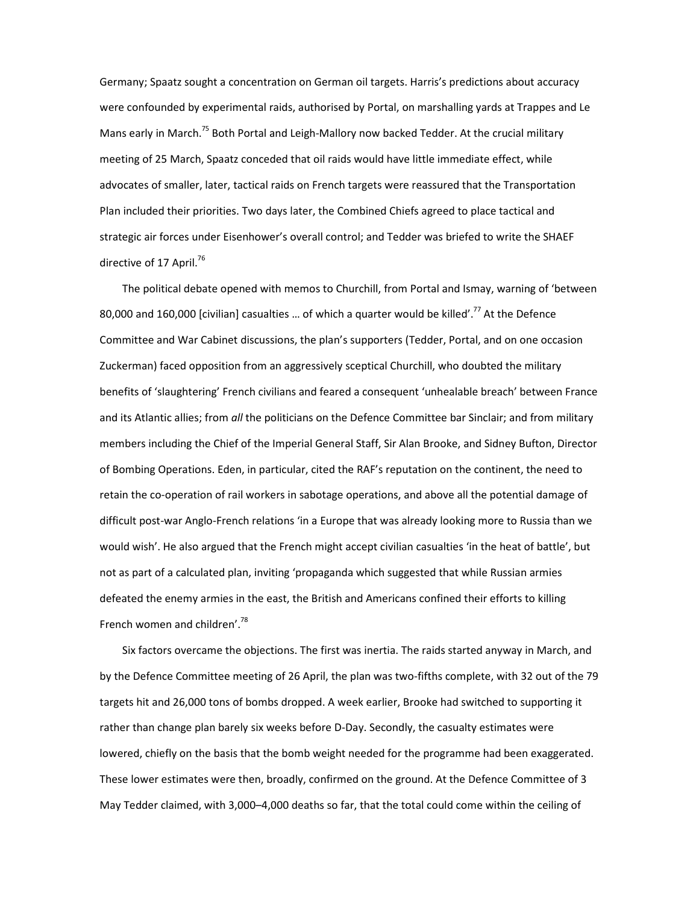Germany; Spaatz sought a concentration on German oil targets. Harris's predictions about accuracy were confounded by experimental raids, authorised by Portal, on marshalling yards at Trappes and Le Mans early in March.[75] Both Portal and Leigh-Mallory now backed Tedder. At the crucial military meeting of 25 March, Spaatz conceded that oil raids would have little immediate effect, while advocates of smaller, later, tactical raids on French targets were reassured that the Transportation Plan included their priorities. Two days later, the Combined Chiefs agreed to place tactical and strategic air forces under Eisenhower's overall control; and Tedder was briefed to write the SHAEF directive of 17 April.[76]

The political debate opened with memos to Churchill, from Portal and Ismay, warning of 'between 80,000 and 160,000 [civilian] casualties … of which a quarter would be killed'.[77] At the Defence Committee and War Cabinet discussions, the plan's supporters (Tedder, Portal, and on one occasion Zuckerman) faced opposition from an aggressively sceptical Churchill, who doubted the military benefits of 'slaughtering' French civilians and feared a consequent 'unhealable breach' between France and its Atlantic allies; from *all* the politicians on the Defence Committee bar Sinclair; and from military members including the Chief of the Imperial General Staff, Sir Alan Brooke, and Sidney Bufton, Director of Bombing Operations. Eden, in particular, cited the RAF's reputation on the continent, the need to retain the co-operation of rail workers in sabotage operations, and above all the potential damage of difficult post-war Anglo-French relations 'in a Europe that was already looking more to Russia than we would wish'. He also argued that the French might accept civilian casualties 'in the heat of battle', but not as part of a calculated plan, inviting 'propaganda which suggested that while Russian armies defeated the enemy armies in the east, the British and Americans confined their efforts to killing French women and children'.[78]

Six factors overcame the objections. The first was inertia. The raids started anyway in March, and by the Defence Committee meeting of 26 April, the plan was two-fifths complete, with 32 out of the 79 targets hit and 26,000 tons of bombs dropped. A week earlier, Brooke had switched to supporting it rather than change plan barely six weeks before D-Day. Secondly, the casualty estimates were lowered, chiefly on the basis that the bomb weight needed for the programme had been exaggerated. These lower estimates were then, broadly, confirmed on the ground. At the Defence Committee of 3 May Tedder claimed, with 3,000–4,000 deaths so far, that the total could come within the ceiling of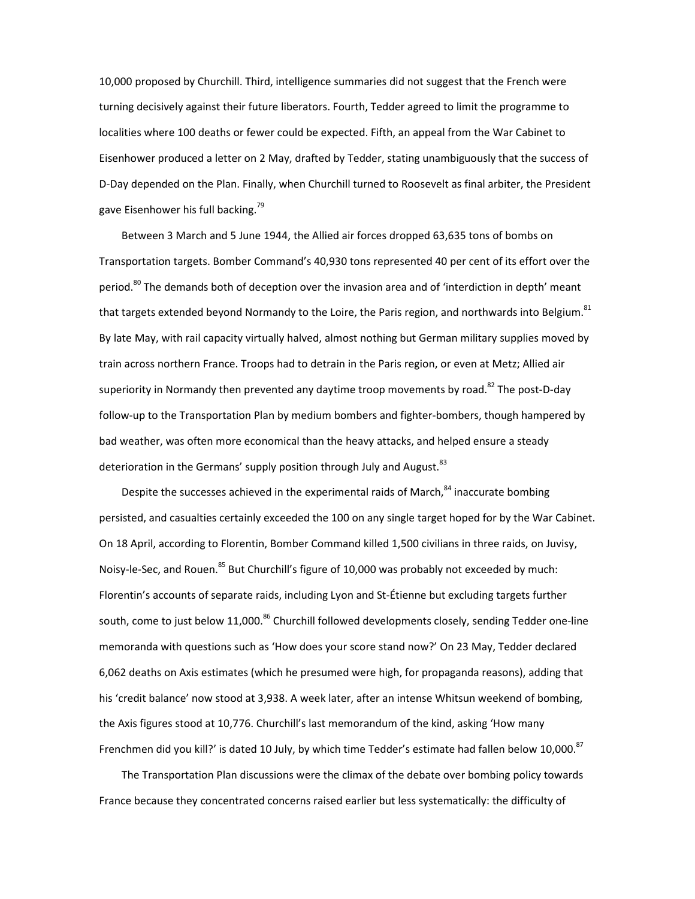10,000 proposed by Churchill. Third, intelligence summaries did not suggest that the French were turning decisively against their future liberators. Fourth, Tedder agreed to limit the programme to localities where 100 deaths or fewer could be expected. Fifth, an appeal from the War Cabinet to Eisenhower produced a letter on 2 May, drafted by Tedder, stating unambiguously that the success of D-Day depended on the Plan. Finally, when Churchill turned to Roosevelt as final arbiter, the President gave Eisenhower his full backing.[79]

Between 3 March and 5 June 1944, the Allied air forces dropped 63,635 tons of bombs on Transportation targets. Bomber Command's 40,930 tons represented 40 per cent of its effort over the period.[80] The demands both of deception over the invasion area and of 'interdiction in depth' meant that targets extended beyond Normandy to the Loire, the Paris region, and northwards into Belgium.[81] By late May, with rail capacity virtually halved, almost nothing but German military supplies moved by train across northern France. Troops had to detrain in the Paris region, or even at Metz; Allied air superiority in Normandy then prevented any daytime troop movements by road.[82] The post-D-day follow-up to the Transportation Plan by medium bombers and fighter-bombers, though hampered by bad weather, was often more economical than the heavy attacks, and helped ensure a steady deterioration in the Germans' supply position through July and August.[83]

Despite the successes achieved in the experimental raids of March,[84] inaccurate bombing persisted, and casualties certainly exceeded the 100 on any single target hoped for by the War Cabinet. On 18 April, according to Florentin, Bomber Command killed 1,500 civilians in three raids, on Juvisy, Noisy-le-Sec, and Rouen.[85] But Churchill's figure of 10,000 was probably not exceeded by much: Florentin's accounts of separate raids, including Lyon and St-Étienne but excluding targets further south, come to just below 11,000.[86] Churchill followed developments closely, sending Tedder one-line memoranda with questions such as 'How does your score stand now?' On 23 May, Tedder declared 6,062 deaths on Axis estimates (which he presumed were high, for propaganda reasons), adding that his 'credit balance' now stood at 3,938. A week later, after an intense Whitsun weekend of bombing, the Axis figures stood at 10,776. Churchill's last memorandum of the kind, asking 'How many Frenchmen did you kill?' is dated 10 July, by which time Tedder's estimate had fallen below 10,000.[87]

The Transportation Plan discussions were the climax of the debate over bombing policy towards France because they concentrated concerns raised earlier but less systematically: the difficulty of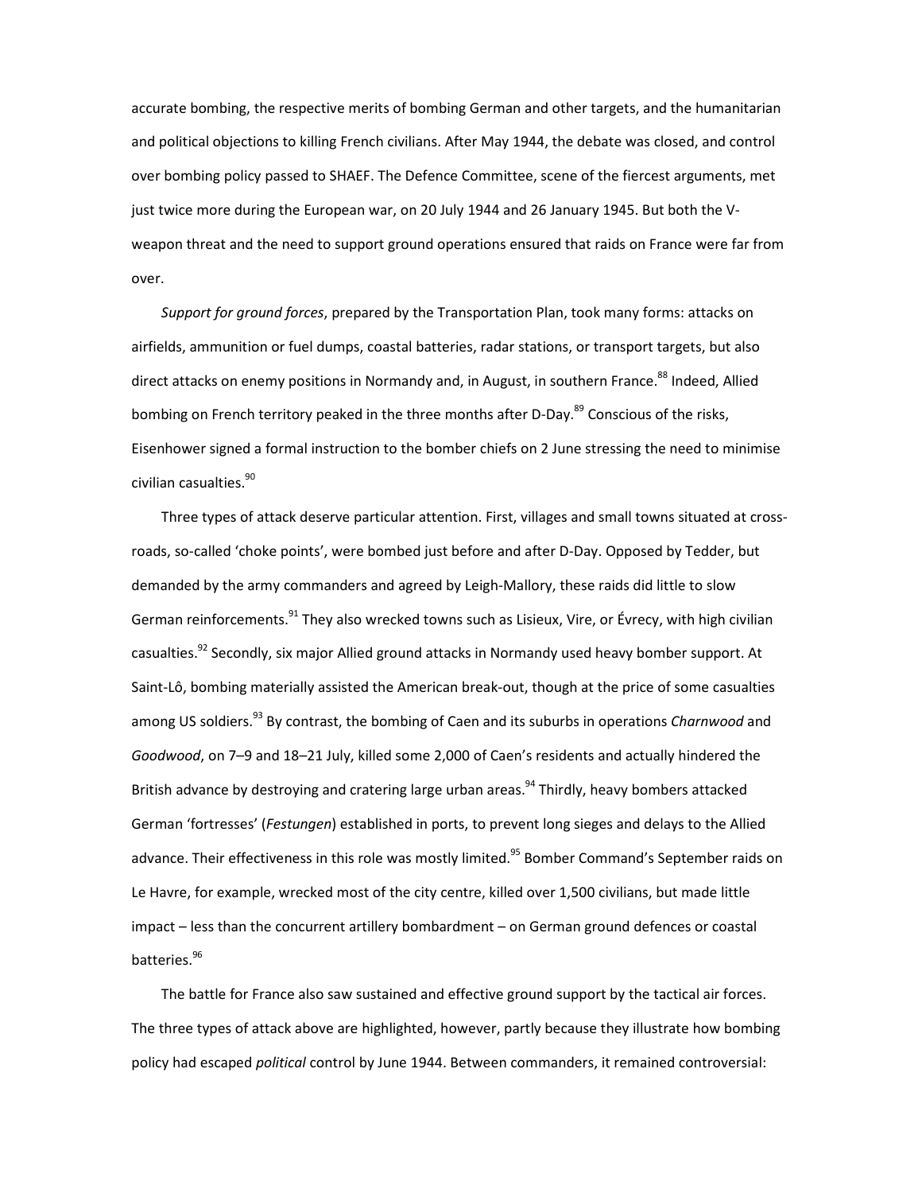accurate bombing, the respective merits of bombing German and other targets, and the humanitarian and political objections to killing French civilians. After May 1944, the debate was closed, and control over bombing policy passed to SHAEF. The Defence Committee, scene of the fiercest arguments, met just twice more during the European war, on 20 July 1944 and 26 January 1945. But both the V-weapon threat and the need to support ground operations ensured that raids on France were far from over.

*Support for ground forces*, prepared by the Transportation Plan, took many forms: attacks on airfields, ammunition or fuel dumps, coastal batteries, radar stations, or transport targets, but also direct attacks on enemy positions in Normandy and, in August, in southern France.[88] Indeed, Allied bombing on French territory peaked in the three months after D-Day.[89] Conscious of the risks, Eisenhower signed a formal instruction to the bomber chiefs on 2 June stressing the need to minimise civilian casualties.[90]

Three types of attack deserve particular attention. First, villages and small towns situated at cross-roads, so-called 'choke points', were bombed just before and after D-Day. Opposed by Tedder, but demanded by the army commanders and agreed by Leigh-Mallory, these raids did little to slow German reinforcements.[91] They also wrecked towns such as Lisieux, Vire, or Évrecy, with high civilian casualties.[92] Secondly, six major Allied ground attacks in Normandy used heavy bomber support. At Saint-Lô, bombing materially assisted the American break-out, though at the price of some casualties among US soldiers.[93] By contrast, the bombing of Caen and its suburbs in operations *Charnwood* and *Goodwood*, on 7–9 and 18–21 July, killed some 2,000 of Caen's residents and actually hindered the British advance by destroying and cratering large urban areas.[94] Thirdly, heavy bombers attacked German 'fortresses' (*Festungen*) established in ports, to prevent long sieges and delays to the Allied advance. Their effectiveness in this role was mostly limited.[95] Bomber Command's September raids on Le Havre, for example, wrecked most of the city centre, killed over 1,500 civilians, but made little impact – less than the concurrent artillery bombardment – on German ground defences or coastal batteries.[96]

The battle for France also saw sustained and effective ground support by the tactical air forces. The three types of attack above are highlighted, however, partly because they illustrate how bombing policy had escaped *political* control by June 1944. Between commanders, it remained controversial: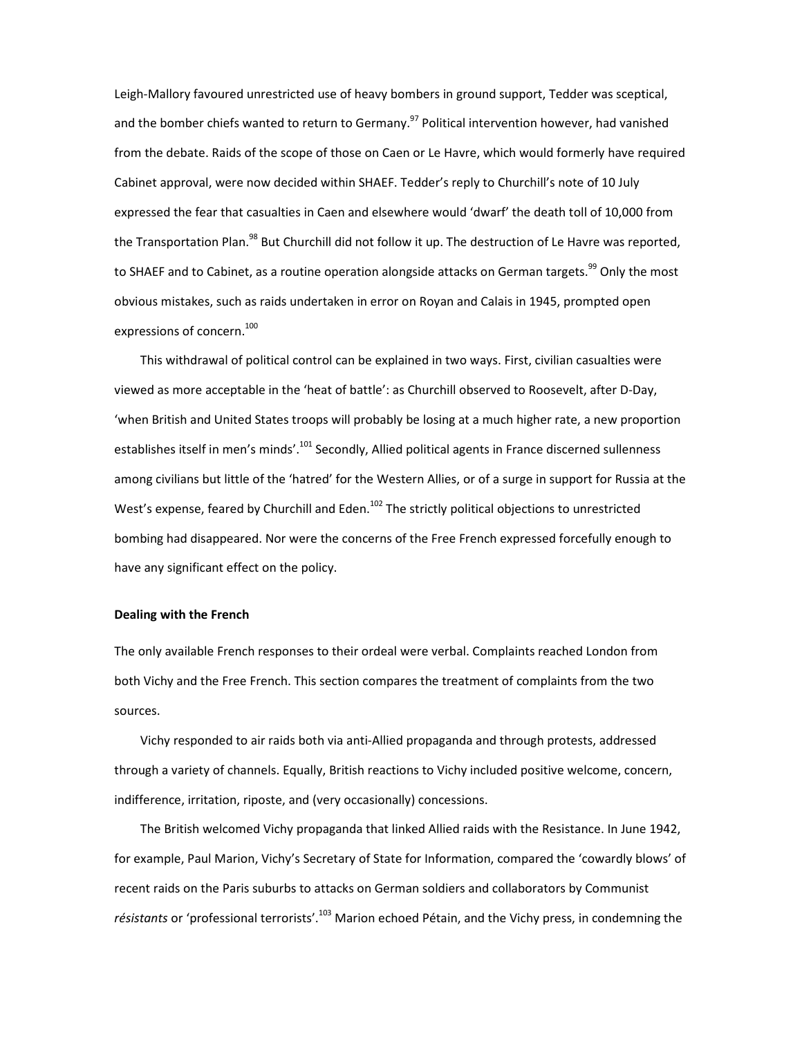Leigh-Mallory favoured unrestricted use of heavy bombers in ground support, Tedder was sceptical, and the bomber chiefs wanted to return to Germany.[97] Political intervention however, had vanished from the debate. Raids of the scope of those on Caen or Le Havre, which would formerly have required Cabinet approval, were now decided within SHAEF. Tedder's reply to Churchill's note of 10 July expressed the fear that casualties in Caen and elsewhere would 'dwarf' the death toll of 10,000 from the Transportation Plan.[98] But Churchill did not follow it up. The destruction of Le Havre was reported, to SHAEF and to Cabinet, as a routine operation alongside attacks on German targets.[99] Only the most obvious mistakes, such as raids undertaken in error on Royan and Calais in 1945, prompted open expressions of concern.[100]

This withdrawal of political control can be explained in two ways. First, civilian casualties were viewed as more acceptable in the 'heat of battle': as Churchill observed to Roosevelt, after D-Day, 'when British and United States troops will probably be losing at a much higher rate, a new proportion establishes itself in men's minds'.[101] Secondly, Allied political agents in France discerned sullenness among civilians but little of the 'hatred' for the Western Allies, or of a surge in support for Russia at the West's expense, feared by Churchill and Eden.[102] The strictly political objections to unrestricted bombing had disappeared. Nor were the concerns of the Free French expressed forcefully enough to have any significant effect on the policy.

**Dealing with the French**

The only available French responses to their ordeal were verbal. Complaints reached London from both Vichy and the Free French. This section compares the treatment of complaints from the two sources.

Vichy responded to air raids both via anti-Allied propaganda and through protests, addressed through a variety of channels. Equally, British reactions to Vichy included positive welcome, concern, indifference, irritation, riposte, and (very occasionally) concessions.

The British welcomed Vichy propaganda that linked Allied raids with the Resistance. In June 1942, for example, Paul Marion, Vichy's Secretary of State for Information, compared the 'cowardly blows' of recent raids on the Paris suburbs to attacks on German soldiers and collaborators by Communist *résistants* or 'professional terrorists'.[103] Marion echoed Pétain, and the Vichy press, in condemning the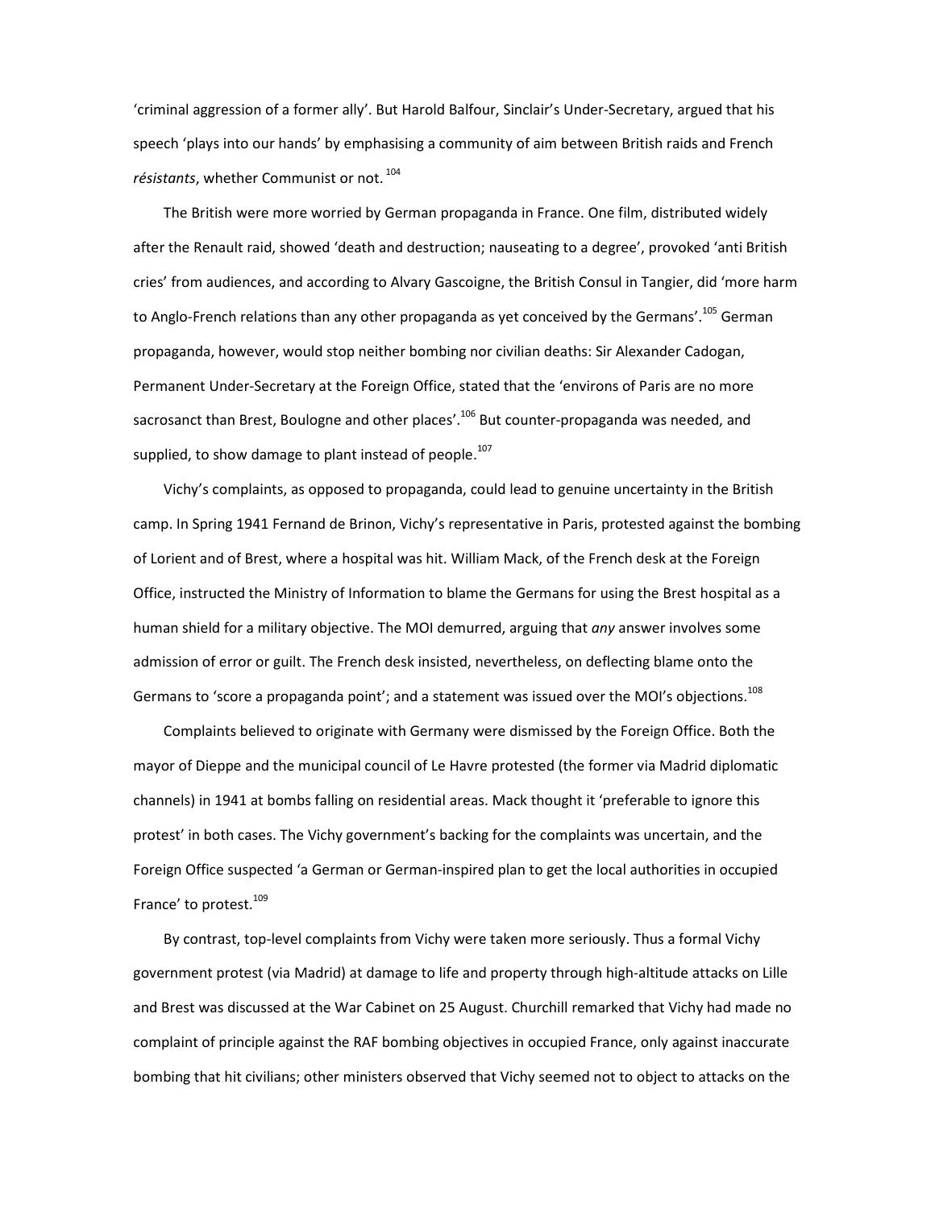'criminal aggression of a former ally'. But Harold Balfour, Sinclair's Under-Secretary, argued that his speech 'plays into our hands' by emphasising a community of aim between British raids and French *résistants*, whether Communist or not.[104]

The British were more worried by German propaganda in France. One film, distributed widely after the Renault raid, showed 'death and destruction; nauseating to a degree', provoked 'anti British cries' from audiences, and according to Alvary Gascoigne, the British Consul in Tangier, did 'more harm to Anglo-French relations than any other propaganda as yet conceived by the Germans'.[105] German propaganda, however, would stop neither bombing nor civilian deaths: Sir Alexander Cadogan, Permanent Under-Secretary at the Foreign Office, stated that the 'environs of Paris are no more sacrosanct than Brest, Boulogne and other places'.[106] But counter-propaganda was needed, and supplied, to show damage to plant instead of people.[107]

Vichy's complaints, as opposed to propaganda, could lead to genuine uncertainty in the British camp. In Spring 1941 Fernand de Brinon, Vichy's representative in Paris, protested against the bombing of Lorient and of Brest, where a hospital was hit. William Mack, of the French desk at the Foreign Office, instructed the Ministry of Information to blame the Germans for using the Brest hospital as a human shield for a military objective. The MOI demurred, arguing that *any* answer involves some admission of error or guilt. The French desk insisted, nevertheless, on deflecting blame onto the Germans to 'score a propaganda point'; and a statement was issued over the MOI's objections.[108]

Complaints believed to originate with Germany were dismissed by the Foreign Office. Both the mayor of Dieppe and the municipal council of Le Havre protested (the former via Madrid diplomatic channels) in 1941 at bombs falling on residential areas. Mack thought it 'preferable to ignore this protest' in both cases. The Vichy government's backing for the complaints was uncertain, and the Foreign Office suspected 'a German or German-inspired plan to get the local authorities in occupied France' to protest.[109]

By contrast, top-level complaints from Vichy were taken more seriously. Thus a formal Vichy government protest (via Madrid) at damage to life and property through high-altitude attacks on Lille and Brest was discussed at the War Cabinet on 25 August. Churchill remarked that Vichy had made no complaint of principle against the RAF bombing objectives in occupied France, only against inaccurate bombing that hit civilians; other ministers observed that Vichy seemed not to object to attacks on the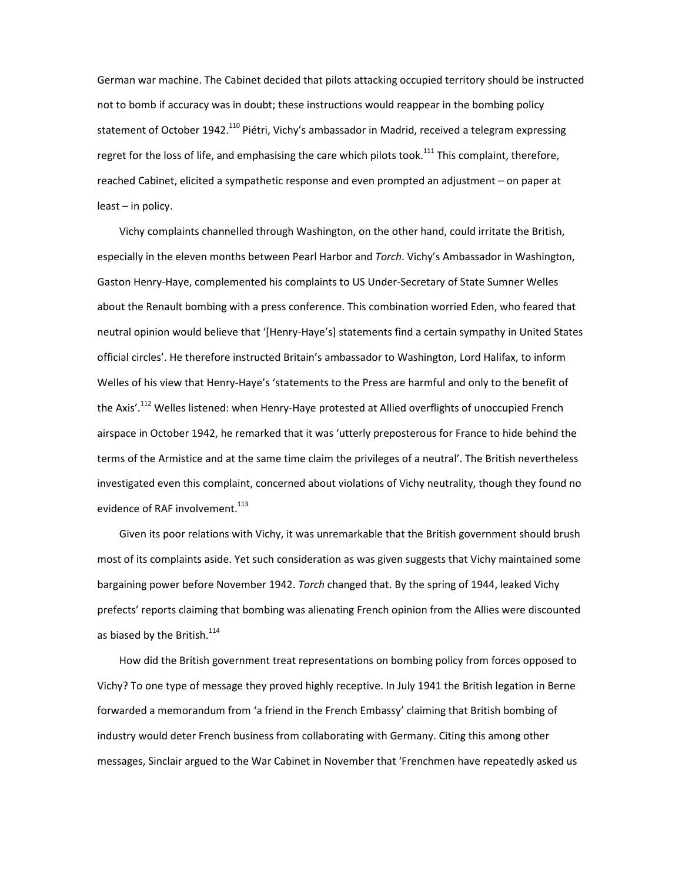German war machine. The Cabinet decided that pilots attacking occupied territory should be instructed not to bomb if accuracy was in doubt; these instructions would reappear in the bombing policy statement of October 1942.[110] Piétri, Vichy's ambassador in Madrid, received a telegram expressing regret for the loss of life, and emphasising the care which pilots took.[111] This complaint, therefore, reached Cabinet, elicited a sympathetic response and even prompted an adjustment – on paper at least – in policy.

Vichy complaints channelled through Washington, on the other hand, could irritate the British, especially in the eleven months between Pearl Harbor and *Torch*. Vichy's Ambassador in Washington, Gaston Henry-Haye, complemented his complaints to US Under-Secretary of State Sumner Welles about the Renault bombing with a press conference. This combination worried Eden, who feared that neutral opinion would believe that '[Henry-Haye's] statements find a certain sympathy in United States official circles'. He therefore instructed Britain's ambassador to Washington, Lord Halifax, to inform Welles of his view that Henry-Haye's 'statements to the Press are harmful and only to the benefit of the Axis'.[112] Welles listened: when Henry-Haye protested at Allied overflights of unoccupied French airspace in October 1942, he remarked that it was 'utterly preposterous for France to hide behind the terms of the Armistice and at the same time claim the privileges of a neutral'. The British nevertheless investigated even this complaint, concerned about violations of Vichy neutrality, though they found no evidence of RAF involvement.[113]

Given its poor relations with Vichy, it was unremarkable that the British government should brush most of its complaints aside. Yet such consideration as was given suggests that Vichy maintained some bargaining power before November 1942. *Torch* changed that. By the spring of 1944, leaked Vichy prefects' reports claiming that bombing was alienating French opinion from the Allies were discounted as biased by the British.[114]

How did the British government treat representations on bombing policy from forces opposed to Vichy? To one type of message they proved highly receptive. In July 1941 the British legation in Berne forwarded a memorandum from 'a friend in the French Embassy' claiming that British bombing of industry would deter French business from collaborating with Germany. Citing this among other messages, Sinclair argued to the War Cabinet in November that 'Frenchmen have repeatedly asked us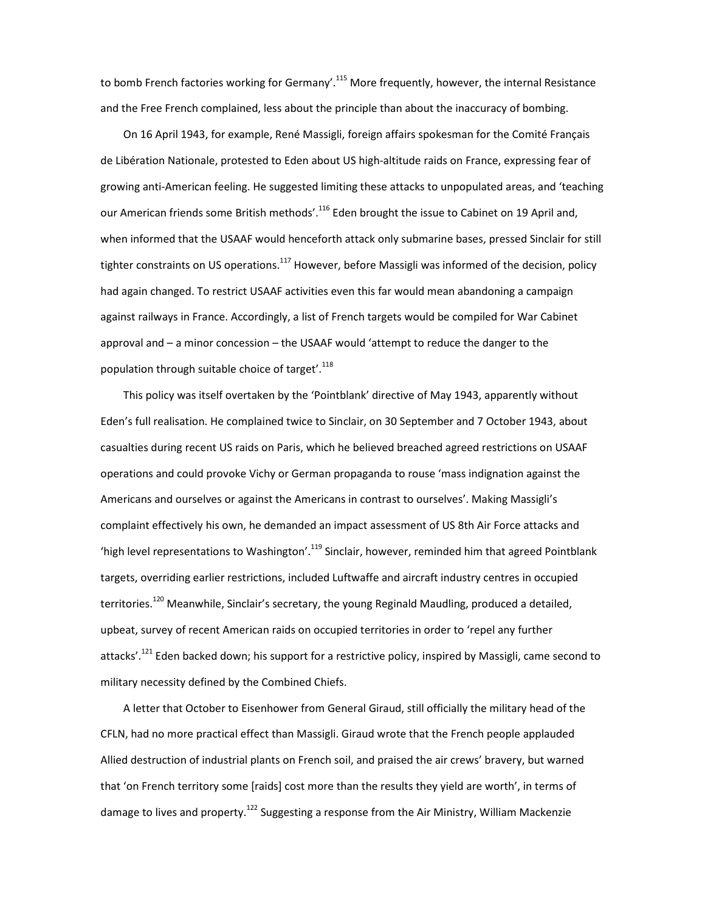to bomb French factories working for Germany'.[115] More frequently, however, the internal Resistance and the Free French complained, less about the principle than about the inaccuracy of bombing.

On 16 April 1943, for example, René Massigli, foreign affairs spokesman for the Comité Français de Libération Nationale, protested to Eden about US high-altitude raids on France, expressing fear of growing anti-American feeling. He suggested limiting these attacks to unpopulated areas, and 'teaching our American friends some British methods'.[116] Eden brought the issue to Cabinet on 19 April and, when informed that the USAAF would henceforth attack only submarine bases, pressed Sinclair for still tighter constraints on US operations.[117] However, before Massigli was informed of the decision, policy had again changed. To restrict USAAF activities even this far would mean abandoning a campaign against railways in France. Accordingly, a list of French targets would be compiled for War Cabinet approval and – a minor concession – the USAAF would 'attempt to reduce the danger to the population through suitable choice of target'.[118]

This policy was itself overtaken by the 'Pointblank' directive of May 1943, apparently without Eden's full realisation. He complained twice to Sinclair, on 30 September and 7 October 1943, about casualties during recent US raids on Paris, which he believed breached agreed restrictions on USAAF operations and could provoke Vichy or German propaganda to rouse 'mass indignation against the Americans and ourselves or against the Americans in contrast to ourselves'. Making Massigli's complaint effectively his own, he demanded an impact assessment of US 8th Air Force attacks and 'high level representations to Washington'.[119] Sinclair, however, reminded him that agreed Pointblank targets, overriding earlier restrictions, included Luftwaffe and aircraft industry centres in occupied territories.[120] Meanwhile, Sinclair's secretary, the young Reginald Maudling, produced a detailed, upbeat, survey of recent American raids on occupied territories in order to 'repel any further attacks'.[121] Eden backed down; his support for a restrictive policy, inspired by Massigli, came second to military necessity defined by the Combined Chiefs.

A letter that October to Eisenhower from General Giraud, still officially the military head of the CFLN, had no more practical effect than Massigli. Giraud wrote that the French people applauded Allied destruction of industrial plants on French soil, and praised the air crews' bravery, but warned that 'on French territory some [raids] cost more than the results they yield are worth', in terms of damage to lives and property.[122] Suggesting a response from the Air Ministry, William Mackenzie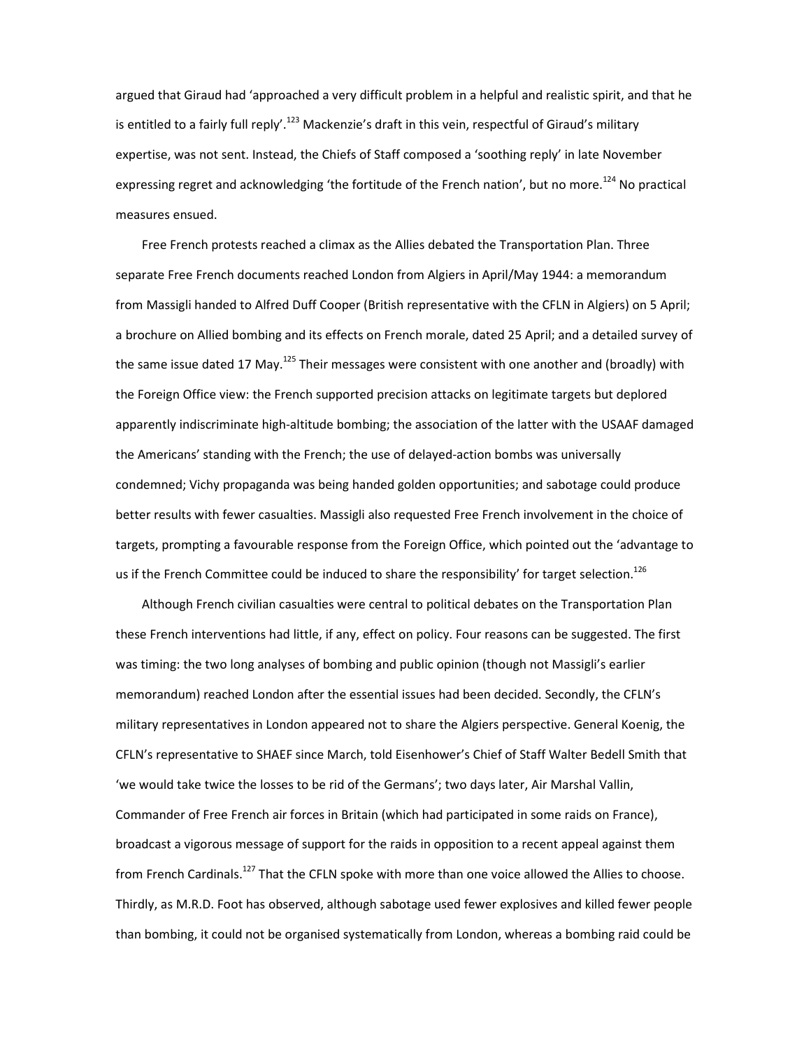argued that Giraud had 'approached a very difficult problem in a helpful and realistic spirit, and that he is entitled to a fairly full reply'.[123] Mackenzie's draft in this vein, respectful of Giraud's military expertise, was not sent. Instead, the Chiefs of Staff composed a 'soothing reply' in late November expressing regret and acknowledging 'the fortitude of the French nation', but no more.[124] No practical measures ensued.

Free French protests reached a climax as the Allies debated the Transportation Plan. Three separate Free French documents reached London from Algiers in April/May 1944: a memorandum from Massigli handed to Alfred Duff Cooper (British representative with the CFLN in Algiers) on 5 April; a brochure on Allied bombing and its effects on French morale, dated 25 April; and a detailed survey of the same issue dated 17 May.[125] Their messages were consistent with one another and (broadly) with the Foreign Office view: the French supported precision attacks on legitimate targets but deplored apparently indiscriminate high-altitude bombing; the association of the latter with the USAAF damaged the Americans' standing with the French; the use of delayed-action bombs was universally condemned; Vichy propaganda was being handed golden opportunities; and sabotage could produce better results with fewer casualties. Massigli also requested Free French involvement in the choice of targets, prompting a favourable response from the Foreign Office, which pointed out the 'advantage to us if the French Committee could be induced to share the responsibility' for target selection.[126]

Although French civilian casualties were central to political debates on the Transportation Plan these French interventions had little, if any, effect on policy. Four reasons can be suggested. The first was timing: the two long analyses of bombing and public opinion (though not Massigli's earlier memorandum) reached London after the essential issues had been decided. Secondly, the CFLN's military representatives in London appeared not to share the Algiers perspective. General Koenig, the CFLN's representative to SHAEF since March, told Eisenhower's Chief of Staff Walter Bedell Smith that 'we would take twice the losses to be rid of the Germans'; two days later, Air Marshal Vallin, Commander of Free French air forces in Britain (which had participated in some raids on France), broadcast a vigorous message of support for the raids in opposition to a recent appeal against them from French Cardinals.[127] That the CFLN spoke with more than one voice allowed the Allies to choose. Thirdly, as M.R.D. Foot has observed, although sabotage used fewer explosives and killed fewer people than bombing, it could not be organised systematically from London, whereas a bombing raid could be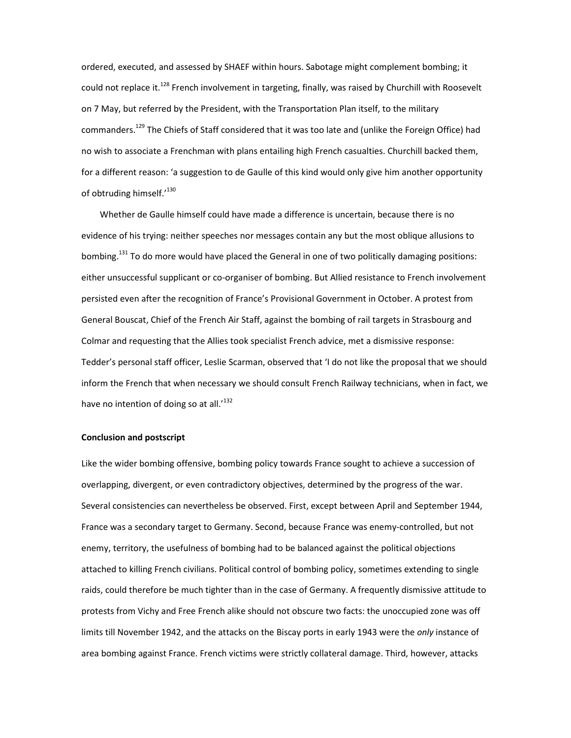ordered, executed, and assessed by SHAEF within hours. Sabotage might complement bombing; it could not replace it.[128] French involvement in targeting, finally, was raised by Churchill with Roosevelt on 7 May, but referred by the President, with the Transportation Plan itself, to the military commanders.[129] The Chiefs of Staff considered that it was too late and (unlike the Foreign Office) had no wish to associate a Frenchman with plans entailing high French casualties. Churchill backed them, for a different reason: 'a suggestion to de Gaulle of this kind would only give him another opportunity of obtruding himself.'[130]

Whether de Gaulle himself could have made a difference is uncertain, because there is no evidence of his trying: neither speeches nor messages contain any but the most oblique allusions to bombing.[131] To do more would have placed the General in one of two politically damaging positions: either unsuccessful supplicant or co-organiser of bombing. But Allied resistance to French involvement persisted even after the recognition of France's Provisional Government in October. A protest from General Bouscat, Chief of the French Air Staff, against the bombing of rail targets in Strasbourg and Colmar and requesting that the Allies took specialist French advice, met a dismissive response: Tedder's personal staff officer, Leslie Scarman, observed that 'I do not like the proposal that we should inform the French that when necessary we should consult French Railway technicians, when in fact, we have no intention of doing so at all.'[132]

**Conclusion and postscript**

Like the wider bombing offensive, bombing policy towards France sought to achieve a succession of overlapping, divergent, or even contradictory objectives, determined by the progress of the war. Several consistencies can nevertheless be observed. First, except between April and September 1944, France was a secondary target to Germany. Second, because France was enemy-controlled, but not enemy, territory, the usefulness of bombing had to be balanced against the political objections attached to killing French civilians. Political control of bombing policy, sometimes extending to single raids, could therefore be much tighter than in the case of Germany. A frequently dismissive attitude to protests from Vichy and Free French alike should not obscure two facts: the unoccupied zone was off limits till November 1942, and the attacks on the Biscay ports in early 1943 were the *only* instance of area bombing against France. French victims were strictly collateral damage. Third, however, attacks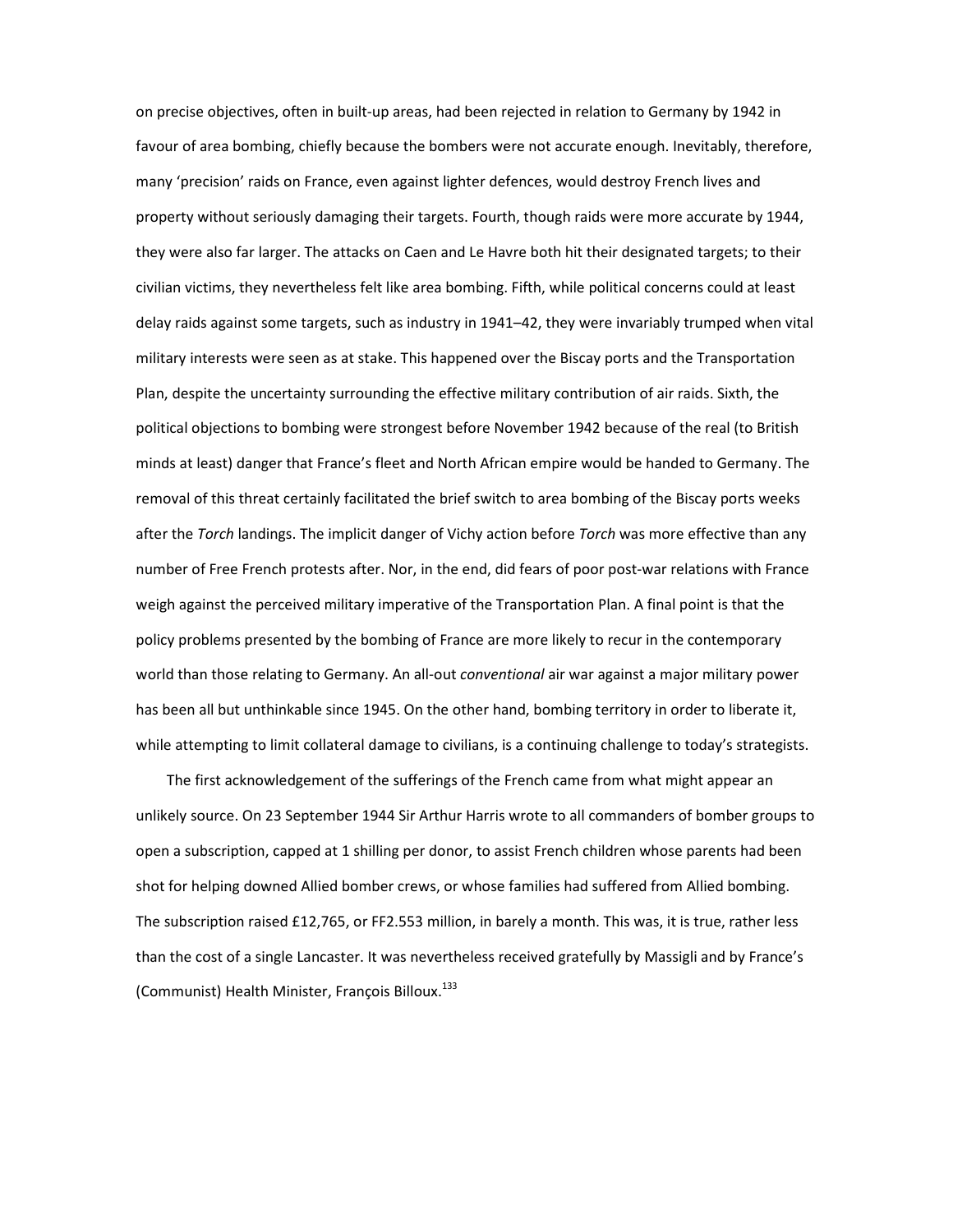on precise objectives, often in built-up areas, had been rejected in relation to Germany by 1942 in favour of area bombing, chiefly because the bombers were not accurate enough. Inevitably, therefore, many 'precision' raids on France, even against lighter defences, would destroy French lives and property without seriously damaging their targets. Fourth, though raids were more accurate by 1944, they were also far larger. The attacks on Caen and Le Havre both hit their designated targets; to their civilian victims, they nevertheless felt like area bombing. Fifth, while political concerns could at least delay raids against some targets, such as industry in 1941–42, they were invariably trumped when vital military interests were seen as at stake. This happened over the Biscay ports and the Transportation Plan, despite the uncertainty surrounding the effective military contribution of air raids. Sixth, the political objections to bombing were strongest before November 1942 because of the real (to British minds at least) danger that France's fleet and North African empire would be handed to Germany. The removal of this threat certainly facilitated the brief switch to area bombing of the Biscay ports weeks after the *Torch* landings. The implicit danger of Vichy action before *Torch* was more effective than any number of Free French protests after. Nor, in the end, did fears of poor post-war relations with France weigh against the perceived military imperative of the Transportation Plan. A final point is that the policy problems presented by the bombing of France are more likely to recur in the contemporary world than those relating to Germany. An all-out *conventional* air war against a major military power has been all but unthinkable since 1945. On the other hand, bombing territory in order to liberate it, while attempting to limit collateral damage to civilians, is a continuing challenge to today's strategists.

The first acknowledgement of the sufferings of the French came from what might appear an unlikely source. On 23 September 1944 Sir Arthur Harris wrote to all commanders of bomber groups to open a subscription, capped at 1 shilling per donor, to assist French children whose parents had been shot for helping downed Allied bomber crews, or whose families had suffered from Allied bombing. The subscription raised £12,765, or FF2.553 million, in barely a month. This was, it is true, rather less than the cost of a single Lancaster. It was nevertheless received gratefully by Massigli and by France's (Communist) Health Minister, François Billoux.[133]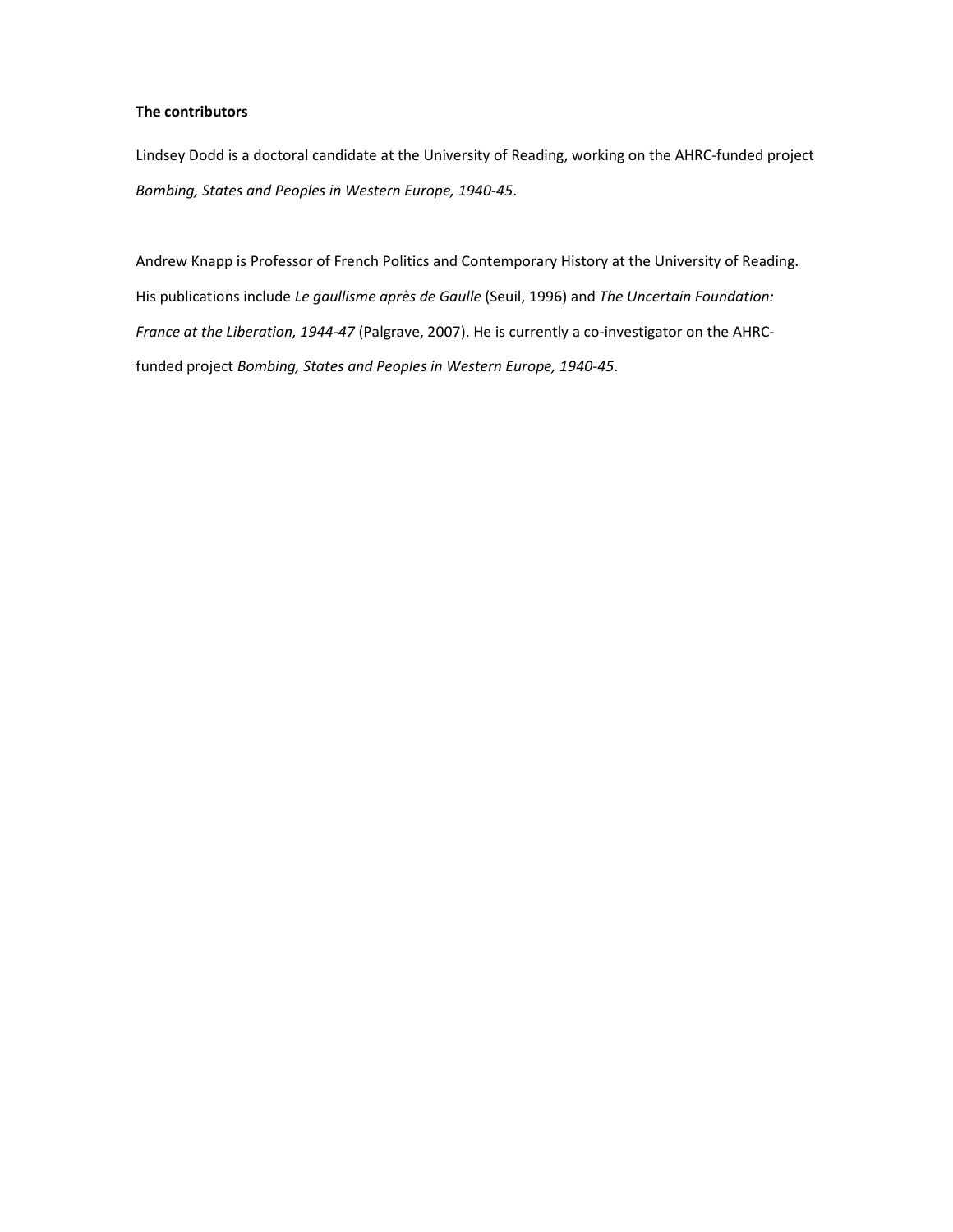**The contributors**

Lindsey Dodd is a doctoral candidate at the University of Reading, working on the AHRC-funded project *Bombing, States and Peoples in Western Europe, 1940-45*.

Andrew Knapp is Professor of French Politics and Contemporary History at the University of Reading. His publications include *Le gaullisme après de Gaulle* (Seuil, 1996) and *The Uncertain Foundation: France at the Liberation, 1944-47* (Palgrave, 2007). He is currently a co-investigator on the AHRC-funded project *Bombing, States and Peoples in Western Europe, 1940-45*.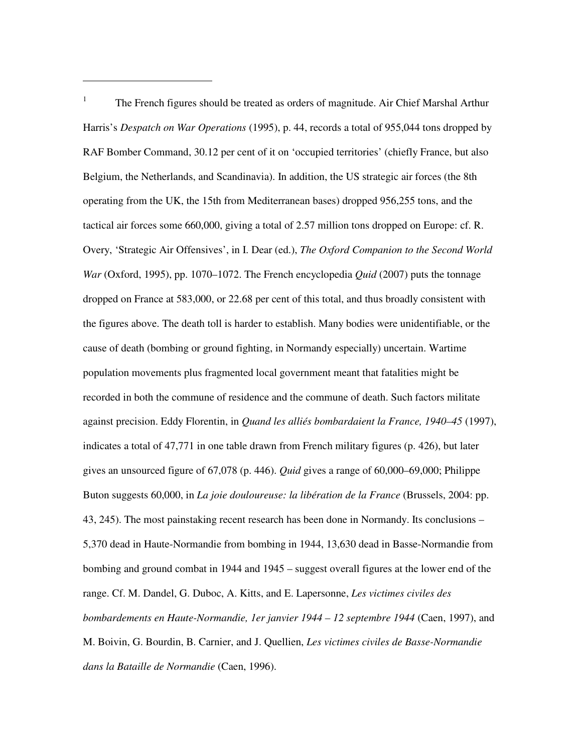[1] The French figures should be treated as orders of magnitude. Air Chief Marshal Arthur Harris's *Despatch on War Operations* (1995), p. 44, records a total of 955,044 tons dropped by RAF Bomber Command, 30.12 per cent of it on 'occupied territories' (chiefly France, but also Belgium, the Netherlands, and Scandinavia). In addition, the US strategic air forces (the 8th operating from the UK, the 15th from Mediterranean bases) dropped 956,255 tons, and the tactical air forces some 660,000, giving a total of 2.57 million tons dropped on Europe: cf. R. Overy, 'Strategic Air Offensives', in I. Dear (ed.), *The Oxford Companion to the Second World War* (Oxford, 1995), pp. 1070–1072. The French encyclopedia *Quid* (2007) puts the tonnage dropped on France at 583,000, or 22.68 per cent of this total, and thus broadly consistent with the figures above. The death toll is harder to establish. Many bodies were unidentifiable, or the cause of death (bombing or ground fighting, in Normandy especially) uncertain. Wartime population movements plus fragmented local government meant that fatalities might be recorded in both the commune of residence and the commune of death. Such factors militate against precision. Eddy Florentin, in *Quand les alliés bombardaient la France, 1940–45* (1997), indicates a total of 47,771 in one table drawn from French military figures (p. 426), but later gives an unsourced figure of 67,078 (p. 446). *Quid* gives a range of 60,000–69,000; Philippe Buton suggests 60,000, in *La joie douloureuse: la libération de la France* (Brussels, 2004: pp. 43, 245). The most painstaking recent research has been done in Normandy. Its conclusions – 5,370 dead in Haute-Normandie from bombing in 1944, 13,630 dead in Basse-Normandie from bombing and ground combat in 1944 and 1945 – suggest overall figures at the lower end of the range. Cf. M. Dandel, G. Duboc, A. Kitts, and E. Lapersonne, *Les victimes civiles des bombardements en Haute-Normandie, 1er janvier 1944 – 12 septembre 1944* (Caen, 1997), and M. Boivin, G. Bourdin, B. Carnier, and J. Quellien, *Les victimes civiles de Basse-Normandie dans la Bataille de Normandie* (Caen, 1996).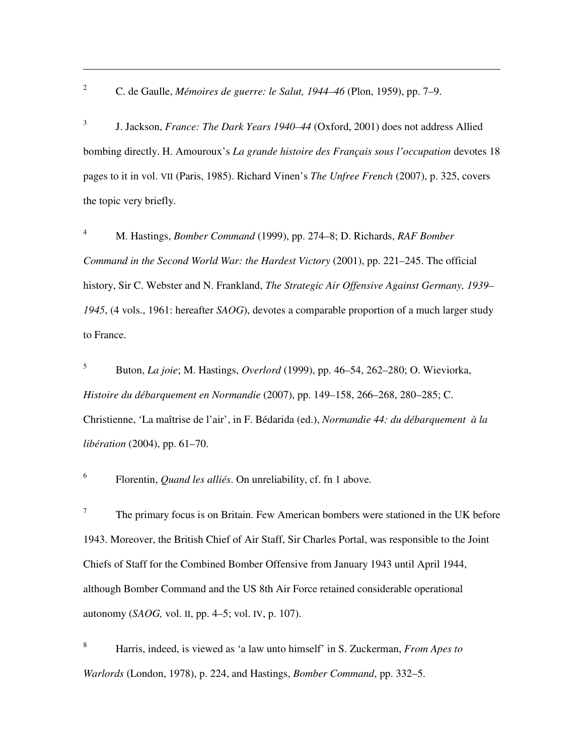---

2 C. de Gaulle, *Mémoires de guerre: le Salut, 1944–46* (Plon, 1959), pp. 7–9.

3 J. Jackson, *France: The Dark Years 1940–44* (Oxford, 2001) does not address Allied bombing directly. H. Amouroux's *La grande histoire des Français sous l'occupation* devotes 18 pages to it in vol. VII (Paris, 1985). Richard Vinen's *The Unfree French* (2007), p. 325, covers the topic very briefly.

4 M. Hastings, *Bomber Command* (1999), pp. 274–8; D. Richards, *RAF Bomber Command in the Second World War: the Hardest Victory* (2001), pp. 221–245. The official history, Sir C. Webster and N. Frankland, *The Strategic Air Offensive Against Germany, 1939–1945*, (4 vols., 1961: hereafter *SAOG*), devotes a comparable proportion of a much larger study to France.

5 Buton, *La joie*; M. Hastings, *Overlord* (1999), pp. 46–54, 262–280; O. Wieviorka, *Histoire du débarquement en Normandie* (2007), pp. 149–158, 266–268, 280–285; C. Christienne, 'La maîtrise de l'air', in F. Bédarida (ed.), *Normandie 44: du débarquement à la libération* (2004), pp. 61–70.

6 Florentin, *Quand les alliés*. On unreliability, cf. fn 1 above.

7 The primary focus is on Britain. Few American bombers were stationed in the UK before 1943. Moreover, the British Chief of Air Staff, Sir Charles Portal, was responsible to the Joint Chiefs of Staff for the Combined Bomber Offensive from January 1943 until April 1944, although Bomber Command and the US 8th Air Force retained considerable operational autonomy (*SAOG,* vol. II, pp. 4–5; vol. IV, p. 107).

8 Harris, indeed, is viewed as 'a law unto himself' in S. Zuckerman, *From Apes to Warlords* (London, 1978), p. 224, and Hastings, *Bomber Command*, pp. 332–5.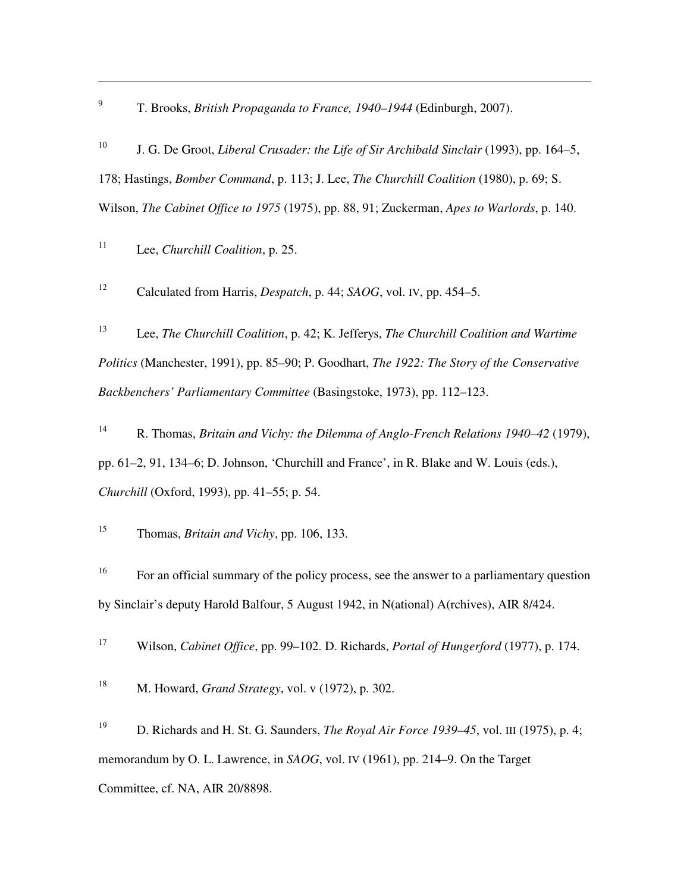[9] T. Brooks, *British Propaganda to France, 1940–1944* (Edinburgh, 2007).

[10] J. G. De Groot, *Liberal Crusader: the Life of Sir Archibald Sinclair* (1993), pp. 164–5, 178; Hastings, *Bomber Command*, p. 113; J. Lee, *The Churchill Coalition* (1980), p. 69; S. Wilson, *The Cabinet Office to 1975* (1975), pp. 88, 91; Zuckerman, *Apes to Warlords*, p. 140.

[11] Lee, *Churchill Coalition*, p. 25.

[12] Calculated from Harris, *Despatch*, p. 44; *SAOG*, vol. IV, pp. 454–5.

[13] Lee, *The Churchill Coalition*, p. 42; K. Jefferys, *The Churchill Coalition and Wartime Politics* (Manchester, 1991), pp. 85–90; P. Goodhart, *The 1922: The Story of the Conservative Backbenchers' Parliamentary Committee* (Basingstoke, 1973), pp. 112–123.

[14] R. Thomas, *Britain and Vichy: the Dilemma of Anglo-French Relations 1940–42* (1979), pp. 61–2, 91, 134–6; D. Johnson, 'Churchill and France', in R. Blake and W. Louis (eds.), *Churchill* (Oxford, 1993), pp. 41–55; p. 54.

[15] Thomas, *Britain and Vichy*, pp. 106, 133.

[16] For an official summary of the policy process, see the answer to a parliamentary question by Sinclair's deputy Harold Balfour, 5 August 1942, in N(ational) A(rchives), AIR 8/424.

[17] Wilson, *Cabinet Office*, pp. 99–102. D. Richards, *Portal of Hungerford* (1977), p. 174.

[18] M. Howard, *Grand Strategy*, vol. V (1972), p. 302.

[19] D. Richards and H. St. G. Saunders, *The Royal Air Force 1939–45*, vol. III (1975), p. 4; memorandum by O. L. Lawrence, in *SAOG*, vol. IV (1961), pp. 214–9. On the Target Committee, cf. NA, AIR 20/8898.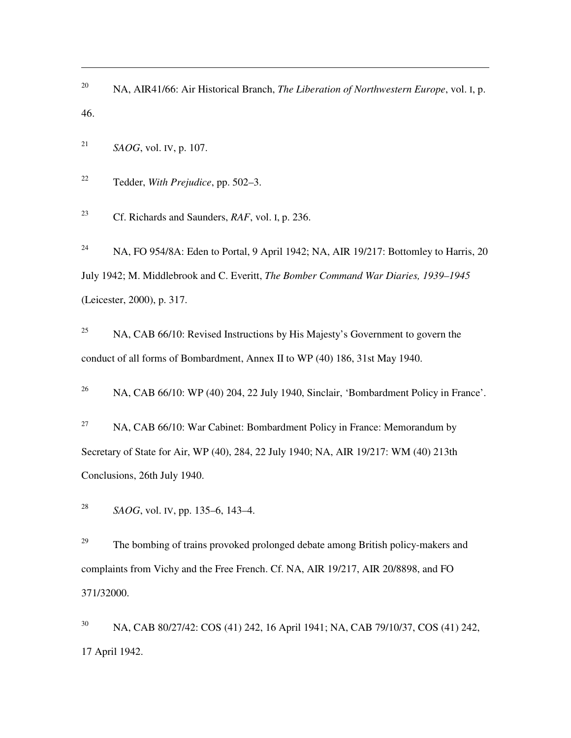[20] NA, AIR41/66: Air Historical Branch, *The Liberation of Northwestern Europe*, vol. I, p. 46.

[21] *SAOG*, vol. IV, p. 107.

[22] Tedder, *With Prejudice*, pp. 502–3.

[23] Cf. Richards and Saunders, *RAF*, vol. I, p. 236.

[24] NA, FO 954/8A: Eden to Portal, 9 April 1942; NA, AIR 19/217: Bottomley to Harris, 20 July 1942; M. Middlebrook and C. Everitt, *The Bomber Command War Diaries, 1939–1945* (Leicester, 2000), p. 317.

[25] NA, CAB 66/10: Revised Instructions by His Majesty's Government to govern the conduct of all forms of Bombardment, Annex II to WP (40) 186, 31st May 1940.

[26] NA, CAB 66/10: WP (40) 204, 22 July 1940, Sinclair, 'Bombardment Policy in France'.

[27] NA, CAB 66/10: War Cabinet: Bombardment Policy in France: Memorandum by Secretary of State for Air, WP (40), 284, 22 July 1940; NA, AIR 19/217: WM (40) 213th Conclusions, 26th July 1940.

[28] *SAOG*, vol. IV, pp. 135–6, 143–4.

[29] The bombing of trains provoked prolonged debate among British policy-makers and complaints from Vichy and the Free French. Cf. NA, AIR 19/217, AIR 20/8898, and FO 371/32000.

[30] NA, CAB 80/27/42: COS (41) 242, 16 April 1941; NA, CAB 79/10/37, COS (41) 242, 17 April 1942.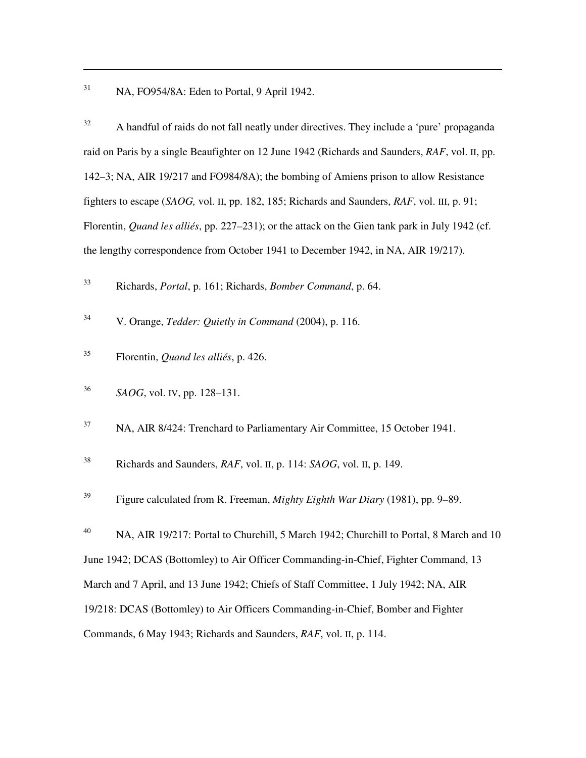31 NA, FO954/8A: Eden to Portal, 9 April 1942.

32 A handful of raids do not fall neatly under directives. They include a 'pure' propaganda raid on Paris by a single Beaufighter on 12 June 1942 (Richards and Saunders, *RAF*, vol. II, pp. 142–3; NA, AIR 19/217 and FO984/8A); the bombing of Amiens prison to allow Resistance fighters to escape (*SAOG,* vol. II, pp. 182, 185; Richards and Saunders, *RAF*, vol. III, p. 91; Florentin, *Quand les alliés*, pp. 227–231); or the attack on the Gien tank park in July 1942 (cf. the lengthy correspondence from October 1941 to December 1942, in NA, AIR 19/217).

33 Richards, *Portal*, p. 161; Richards, *Bomber Command*, p. 64.

34 V. Orange, *Tedder: Quietly in Command* (2004), p. 116.

35 Florentin, *Quand les alliés*, p. 426.

36 *SAOG*, vol. IV, pp. 128–131.

37 NA, AIR 8/424: Trenchard to Parliamentary Air Committee, 15 October 1941.

38 Richards and Saunders, *RAF*, vol. II, p. 114: *SAOG*, vol. II, p. 149.

39 Figure calculated from R. Freeman, *Mighty Eighth War Diary* (1981), pp. 9–89.

40 NA, AIR 19/217: Portal to Churchill, 5 March 1942; Churchill to Portal, 8 March and 10 June 1942; DCAS (Bottomley) to Air Officer Commanding-in-Chief, Fighter Command, 13 March and 7 April, and 13 June 1942; Chiefs of Staff Committee, 1 July 1942; NA, AIR 19/218: DCAS (Bottomley) to Air Officers Commanding-in-Chief, Bomber and Fighter Commands, 6 May 1943; Richards and Saunders, *RAF*, vol. II, p. 114.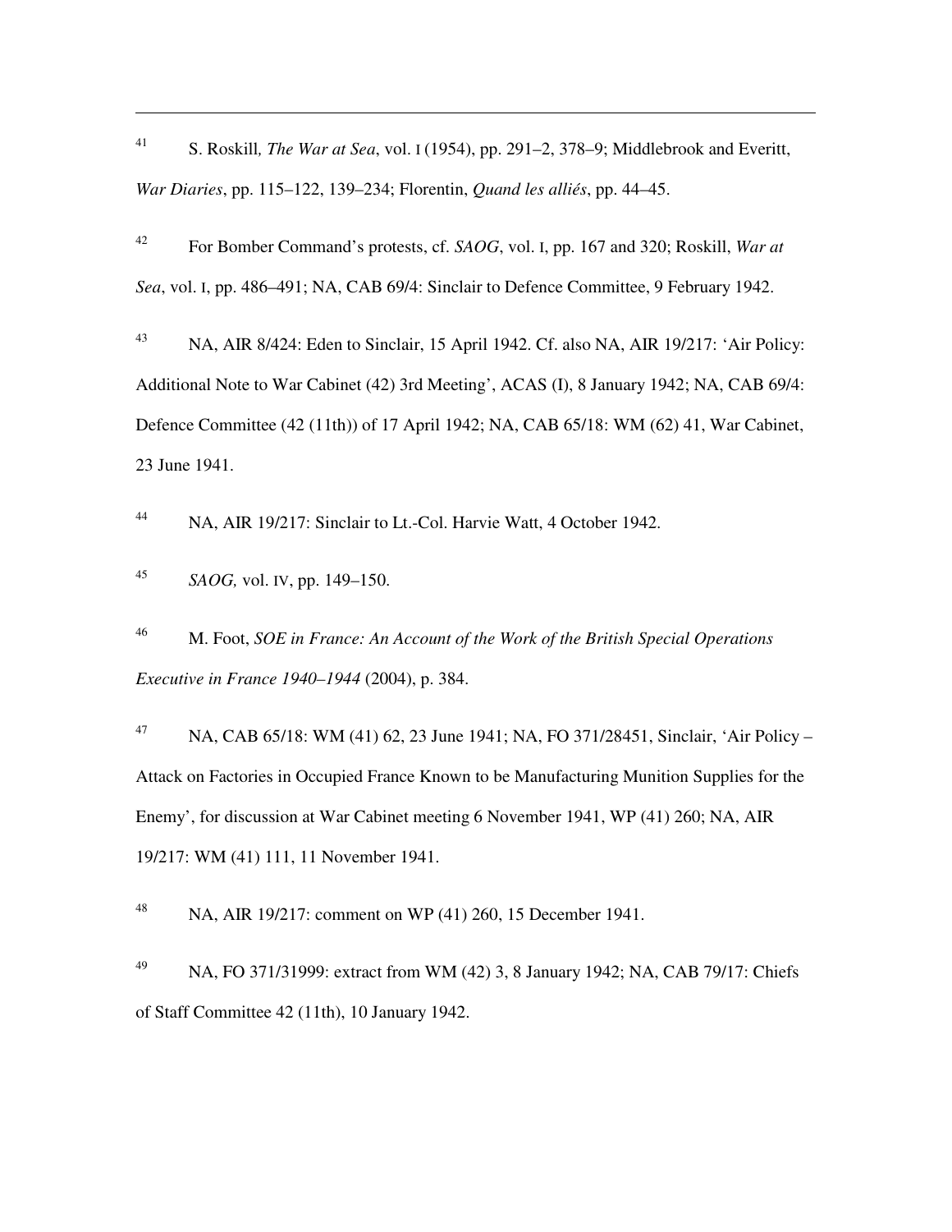[41] S. Roskill, *The War at Sea*, vol. I (1954), pp. 291–2, 378–9; Middlebrook and Everitt, *War Diaries*, pp. 115–122, 139–234; Florentin, *Quand les alliés*, pp. 44–45.

[42] For Bomber Command's protests, cf. *SAOG*, vol. I, pp. 167 and 320; Roskill, *War at Sea*, vol. I, pp. 486–491; NA, CAB 69/4: Sinclair to Defence Committee, 9 February 1942.

[43] NA, AIR 8/424: Eden to Sinclair, 15 April 1942. Cf. also NA, AIR 19/217: 'Air Policy: Additional Note to War Cabinet (42) 3rd Meeting', ACAS (I), 8 January 1942; NA, CAB 69/4: Defence Committee (42 (11th)) of 17 April 1942; NA, CAB 65/18: WM (62) 41, War Cabinet, 23 June 1941.

[44] NA, AIR 19/217: Sinclair to Lt.-Col. Harvie Watt, 4 October 1942.

[45] *SAOG,* vol. IV, pp. 149–150.

[46] M. Foot, *SOE in France: An Account of the Work of the British Special Operations Executive in France 1940–1944* (2004), p. 384.

[47] NA, CAB 65/18: WM (41) 62, 23 June 1941; NA, FO 371/28451, Sinclair, 'Air Policy – Attack on Factories in Occupied France Known to be Manufacturing Munition Supplies for the Enemy', for discussion at War Cabinet meeting 6 November 1941, WP (41) 260; NA, AIR 19/217: WM (41) 111, 11 November 1941.

[48] NA, AIR 19/217: comment on WP (41) 260, 15 December 1941.

[49] NA, FO 371/31999: extract from WM (42) 3, 8 January 1942; NA, CAB 79/17: Chiefs of Staff Committee 42 (11th), 10 January 1942.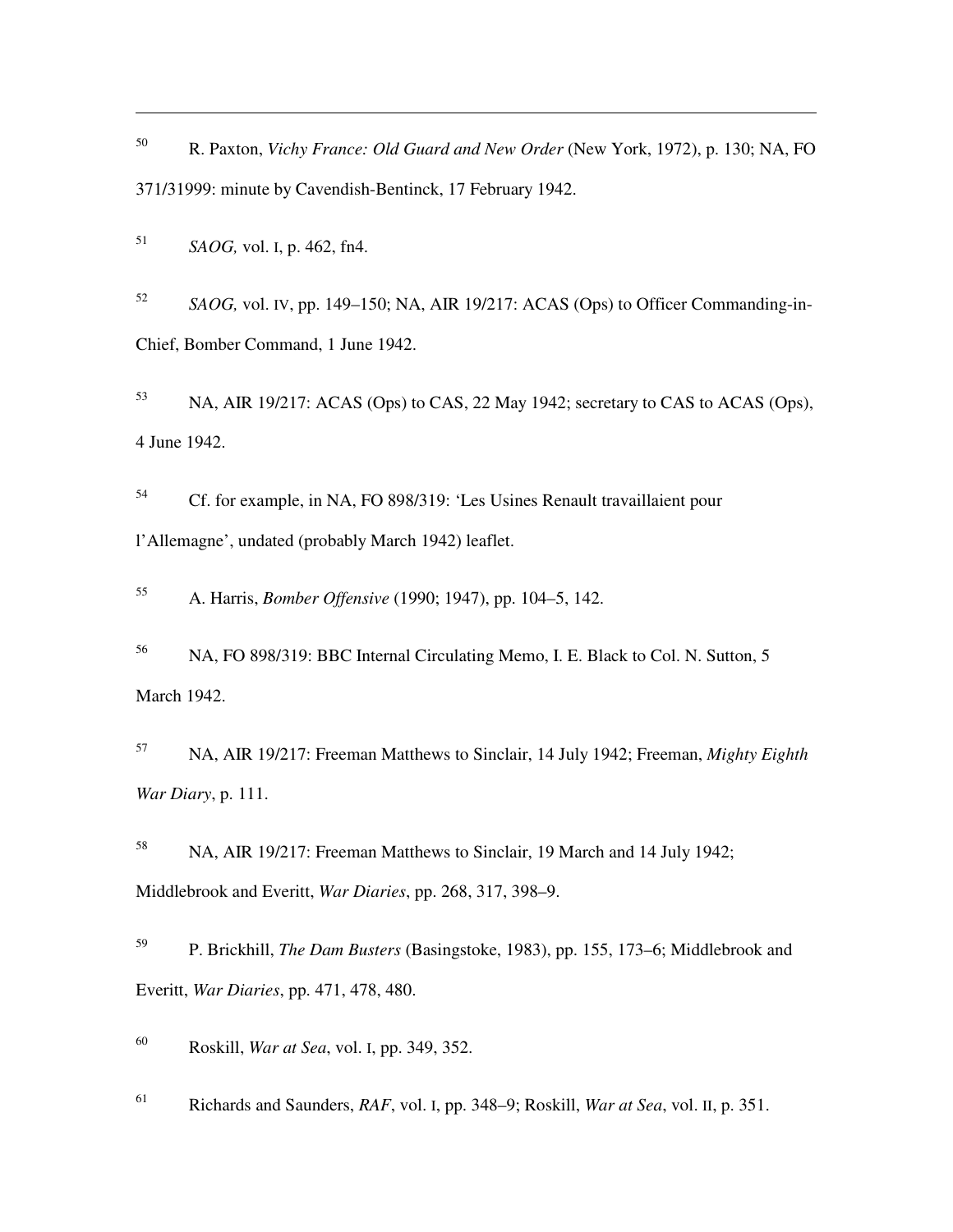[50] R. Paxton, *Vichy France: Old Guard and New Order* (New York, 1972), p. 130; NA, FO 371/31999: minute by Cavendish-Bentinck, 17 February 1942.

[51] *SAOG,* vol. I, p. 462, fn4.

[52] *SAOG,* vol. IV, pp. 149–150; NA, AIR 19/217: ACAS (Ops) to Officer Commanding-in-Chief, Bomber Command, 1 June 1942.

[53] NA, AIR 19/217: ACAS (Ops) to CAS, 22 May 1942; secretary to CAS to ACAS (Ops), 4 June 1942.

[54] Cf. for example, in NA, FO 898/319: 'Les Usines Renault travaillaient pour l'Allemagne', undated (probably March 1942) leaflet.

[55] A. Harris, *Bomber Offensive* (1990; 1947), pp. 104–5, 142.

[56] NA, FO 898/319: BBC Internal Circulating Memo, I. E. Black to Col. N. Sutton, 5 March 1942.

[57] NA, AIR 19/217: Freeman Matthews to Sinclair, 14 July 1942; Freeman, *Mighty Eighth War Diary*, p. 111.

[58] NA, AIR 19/217: Freeman Matthews to Sinclair, 19 March and 14 July 1942; Middlebrook and Everitt, *War Diaries*, pp. 268, 317, 398–9.

[59] P. Brickhill, *The Dam Busters* (Basingstoke, 1983), pp. 155, 173–6; Middlebrook and Everitt, *War Diaries*, pp. 471, 478, 480.

[60] Roskill, *War at Sea*, vol. I, pp. 349, 352.

[61] Richards and Saunders, *RAF*, vol. I, pp. 348–9; Roskill, *War at Sea*, vol. II, p. 351.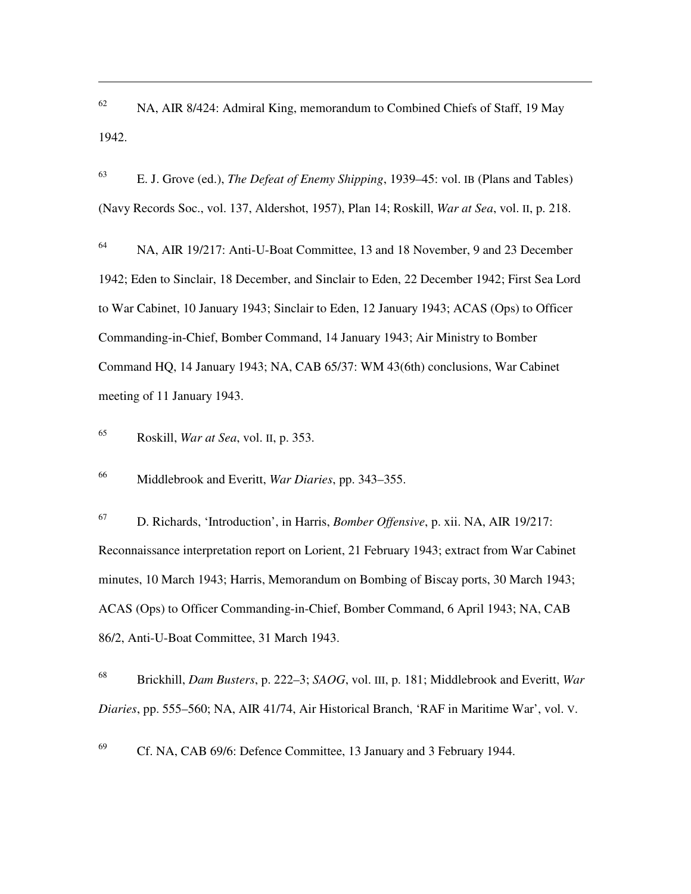[62] NA, AIR 8/424: Admiral King, memorandum to Combined Chiefs of Staff, 19 May 1942.

[63] E. J. Grove (ed.), *The Defeat of Enemy Shipping*, 1939–45: vol. IB (Plans and Tables) (Navy Records Soc., vol. 137, Aldershot, 1957), Plan 14; Roskill, *War at Sea*, vol. II, p. 218.

[64] NA, AIR 19/217: Anti-U-Boat Committee, 13 and 18 November, 9 and 23 December 1942; Eden to Sinclair, 18 December, and Sinclair to Eden, 22 December 1942; First Sea Lord to War Cabinet, 10 January 1943; Sinclair to Eden, 12 January 1943; ACAS (Ops) to Officer Commanding-in-Chief, Bomber Command, 14 January 1943; Air Ministry to Bomber Command HQ, 14 January 1943; NA, CAB 65/37: WM 43(6th) conclusions, War Cabinet meeting of 11 January 1943.

[65] Roskill, *War at Sea*, vol. II, p. 353.

[66] Middlebrook and Everitt, *War Diaries*, pp. 343–355.

[67] D. Richards, 'Introduction', in Harris, *Bomber Offensive*, p. xii. NA, AIR 19/217: Reconnaissance interpretation report on Lorient, 21 February 1943; extract from War Cabinet minutes, 10 March 1943; Harris, Memorandum on Bombing of Biscay ports, 30 March 1943; ACAS (Ops) to Officer Commanding-in-Chief, Bomber Command, 6 April 1943; NA, CAB 86/2, Anti-U-Boat Committee, 31 March 1943.

[68] Brickhill, *Dam Busters*, p. 222–3; *SAOG*, vol. III, p. 181; Middlebrook and Everitt, *War Diaries*, pp. 555–560; NA, AIR 41/74, Air Historical Branch, 'RAF in Maritime War', vol. V.

[69] Cf. NA, CAB 69/6: Defence Committee, 13 January and 3 February 1944.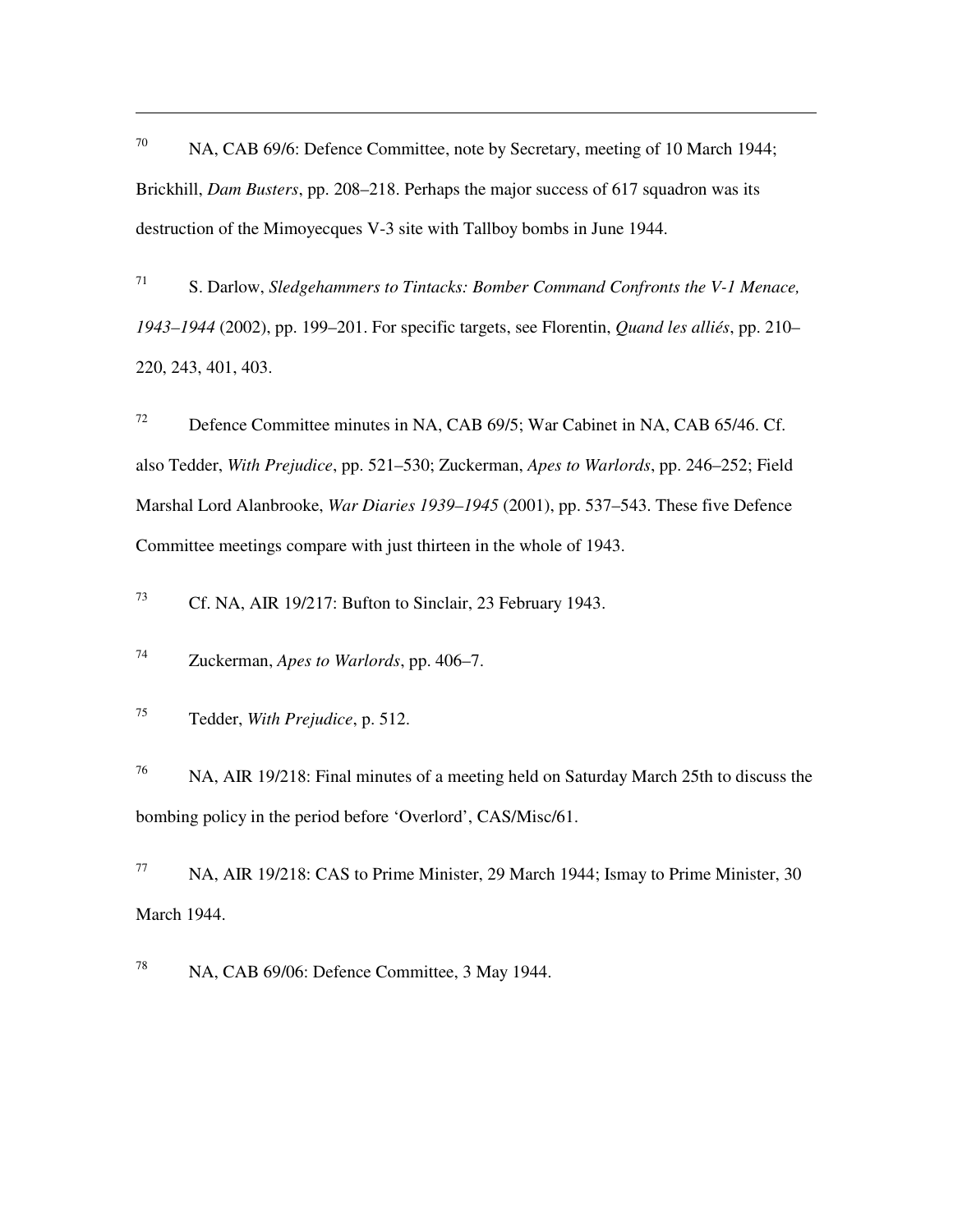[70] NA, CAB 69/6: Defence Committee, note by Secretary, meeting of 10 March 1944; Brickhill, *Dam Busters*, pp. 208–218. Perhaps the major success of 617 squadron was its destruction of the Mimoyecques V-3 site with Tallboy bombs in June 1944.

[71] S. Darlow, *Sledgehammers to Tintacks: Bomber Command Confronts the V-1 Menace, 1943–1944* (2002), pp. 199–201. For specific targets, see Florentin, *Quand les alliés*, pp. 210–220, 243, 401, 403.

[72] Defence Committee minutes in NA, CAB 69/5; War Cabinet in NA, CAB 65/46. Cf. also Tedder, *With Prejudice*, pp. 521–530; Zuckerman, *Apes to Warlords*, pp. 246–252; Field Marshal Lord Alanbrooke, *War Diaries 1939–1945* (2001), pp. 537–543. These five Defence Committee meetings compare with just thirteen in the whole of 1943.

[73] Cf. NA, AIR 19/217: Bufton to Sinclair, 23 February 1943.

[74] Zuckerman, *Apes to Warlords*, pp. 406–7.

[75] Tedder, *With Prejudice*, p. 512.

[76] NA, AIR 19/218: Final minutes of a meeting held on Saturday March 25th to discuss the bombing policy in the period before 'Overlord', CAS/Misc/61.

[77] NA, AIR 19/218: CAS to Prime Minister, 29 March 1944; Ismay to Prime Minister, 30 March 1944.

[78] NA, CAB 69/06: Defence Committee, 3 May 1944.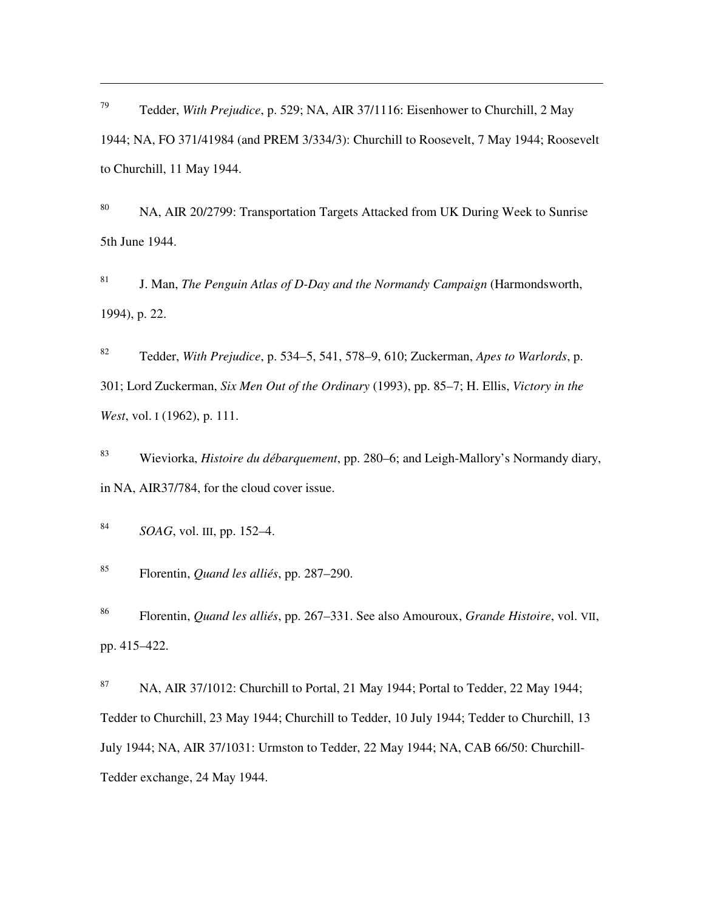[79] Tedder, *With Prejudice*, p. 529; NA, AIR 37/1116: Eisenhower to Churchill, 2 May 1944; NA, FO 371/41984 (and PREM 3/334/3): Churchill to Roosevelt, 7 May 1944; Roosevelt to Churchill, 11 May 1944.

[80] NA, AIR 20/2799: Transportation Targets Attacked from UK During Week to Sunrise 5th June 1944.

[81] J. Man, *The Penguin Atlas of D-Day and the Normandy Campaign* (Harmondsworth, 1994), p. 22.

[82] Tedder, *With Prejudice*, p. 534–5, 541, 578–9, 610; Zuckerman, *Apes to Warlords*, p. 301; Lord Zuckerman, *Six Men Out of the Ordinary* (1993), pp. 85–7; H. Ellis, *Victory in the West*, vol. I (1962), p. 111.

[83] Wieviorka, *Histoire du débarquement*, pp. 280–6; and Leigh-Mallory's Normandy diary, in NA, AIR37/784, for the cloud cover issue.

[84] *SOAG*, vol. III, pp. 152–4.

[85] Florentin, *Quand les alliés*, pp. 287–290.

[86] Florentin, *Quand les alliés*, pp. 267–331. See also Amouroux, *Grande Histoire*, vol. VII, pp. 415–422.

[87] NA, AIR 37/1012: Churchill to Portal, 21 May 1944; Portal to Tedder, 22 May 1944; Tedder to Churchill, 23 May 1944; Churchill to Tedder, 10 July 1944; Tedder to Churchill, 13 July 1944; NA, AIR 37/1031: Urmston to Tedder, 22 May 1944; NA, CAB 66/50: Churchill-Tedder exchange, 24 May 1944.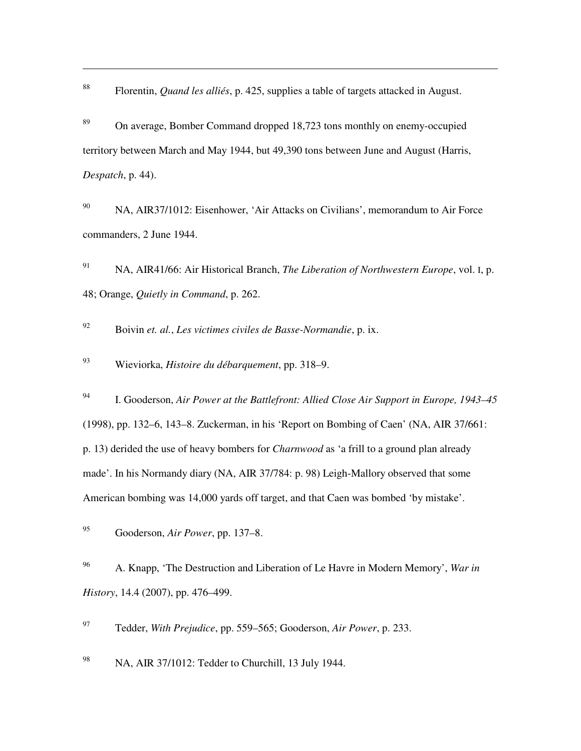[88] Florentin, *Quand les alliés*, p. 425, supplies a table of targets attacked in August.

[89] On average, Bomber Command dropped 18,723 tons monthly on enemy-occupied territory between March and May 1944, but 49,390 tons between June and August (Harris, *Despatch*, p. 44).

[90] NA, AIR37/1012: Eisenhower, 'Air Attacks on Civilians', memorandum to Air Force commanders, 2 June 1944.

[91] NA, AIR41/66: Air Historical Branch, *The Liberation of Northwestern Europe*, vol. I, p. 48; Orange, *Quietly in Command*, p. 262.

[92] Boivin *et. al.*, *Les victimes civiles de Basse-Normandie*, p. ix.

[93] Wieviorka, *Histoire du débarquement*, pp. 318–9.

[94] I. Gooderson, *Air Power at the Battlefront: Allied Close Air Support in Europe, 1943–45* (1998), pp. 132–6, 143–8. Zuckerman, in his 'Report on Bombing of Caen' (NA, AIR 37/661: p. 13) derided the use of heavy bombers for *Charnwood* as 'a frill to a ground plan already made'. In his Normandy diary (NA, AIR 37/784: p. 98) Leigh-Mallory observed that some American bombing was 14,000 yards off target, and that Caen was bombed 'by mistake'.

[95] Gooderson, *Air Power*, pp. 137–8.

[96] A. Knapp, 'The Destruction and Liberation of Le Havre in Modern Memory', *War in History*, 14.4 (2007), pp. 476–499.

[97] Tedder, *With Prejudice*, pp. 559–565; Gooderson, *Air Power*, p. 233.

[98] NA, AIR 37/1012: Tedder to Churchill, 13 July 1944.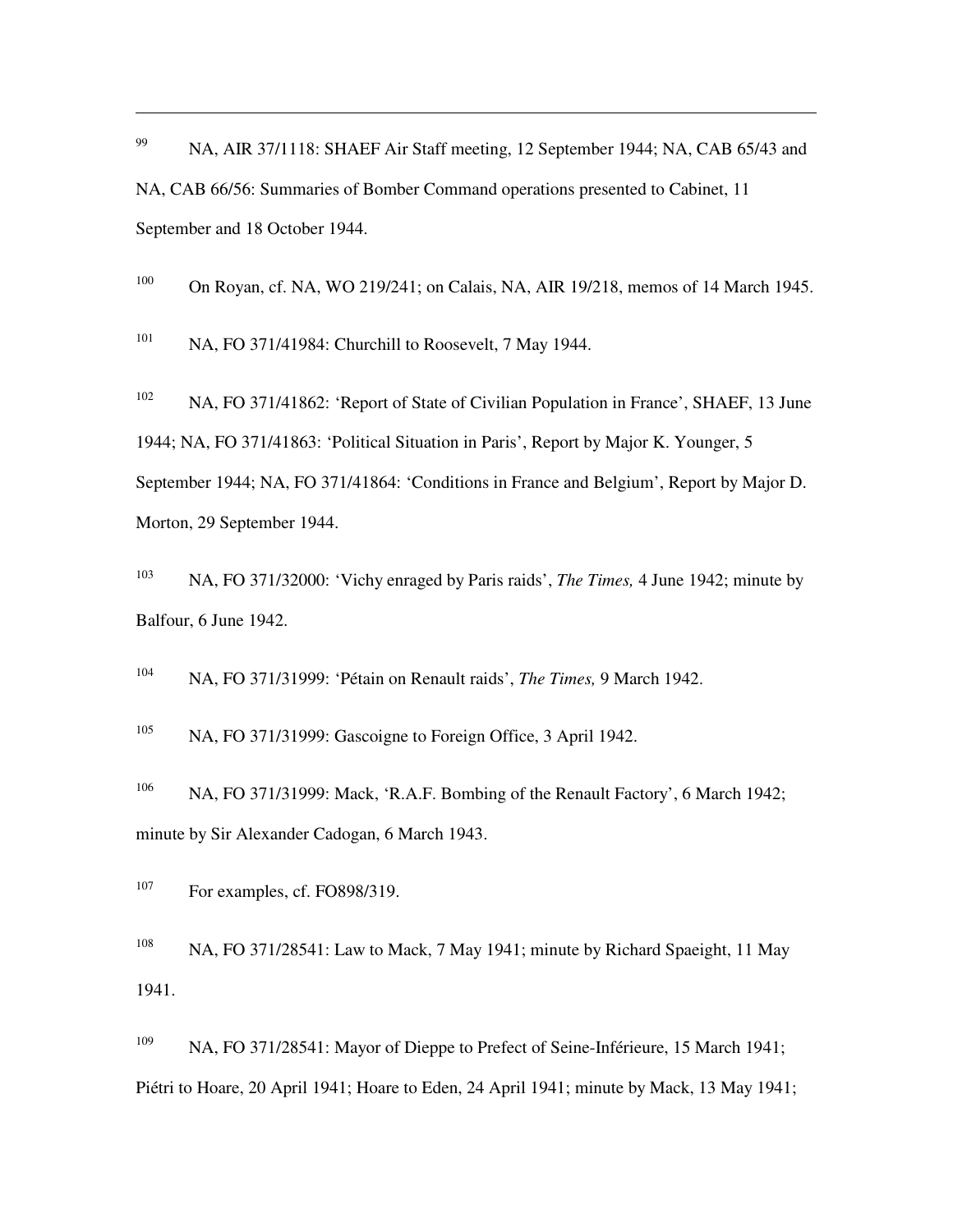[99] NA, AIR 37/1118: SHAEF Air Staff meeting, 12 September 1944; NA, CAB 65/43 and NA, CAB 66/56: Summaries of Bomber Command operations presented to Cabinet, 11 September and 18 October 1944.

[100] On Royan, cf. NA, WO 219/241; on Calais, NA, AIR 19/218, memos of 14 March 1945.

[101] NA, FO 371/41984: Churchill to Roosevelt, 7 May 1944.

[102] NA, FO 371/41862: 'Report of State of Civilian Population in France', SHAEF, 13 June 1944; NA, FO 371/41863: 'Political Situation in Paris', Report by Major K. Younger, 5 September 1944; NA, FO 371/41864: 'Conditions in France and Belgium', Report by Major D. Morton, 29 September 1944.

[103] NA, FO 371/32000: 'Vichy enraged by Paris raids', *The Times,* 4 June 1942; minute by Balfour, 6 June 1942.

[104] NA, FO 371/31999: 'Pétain on Renault raids', *The Times,* 9 March 1942.

[105] NA, FO 371/31999: Gascoigne to Foreign Office, 3 April 1942.

[106] NA, FO 371/31999: Mack, 'R.A.F. Bombing of the Renault Factory', 6 March 1942; minute by Sir Alexander Cadogan, 6 March 1943.

[107] For examples, cf. FO898/319.

[108] NA, FO 371/28541: Law to Mack, 7 May 1941; minute by Richard Spaeight, 11 May 1941.

[109] NA, FO 371/28541: Mayor of Dieppe to Prefect of Seine-Inférieure, 15 March 1941; Piétri to Hoare, 20 April 1941; Hoare to Eden, 24 April 1941; minute by Mack, 13 May 1941;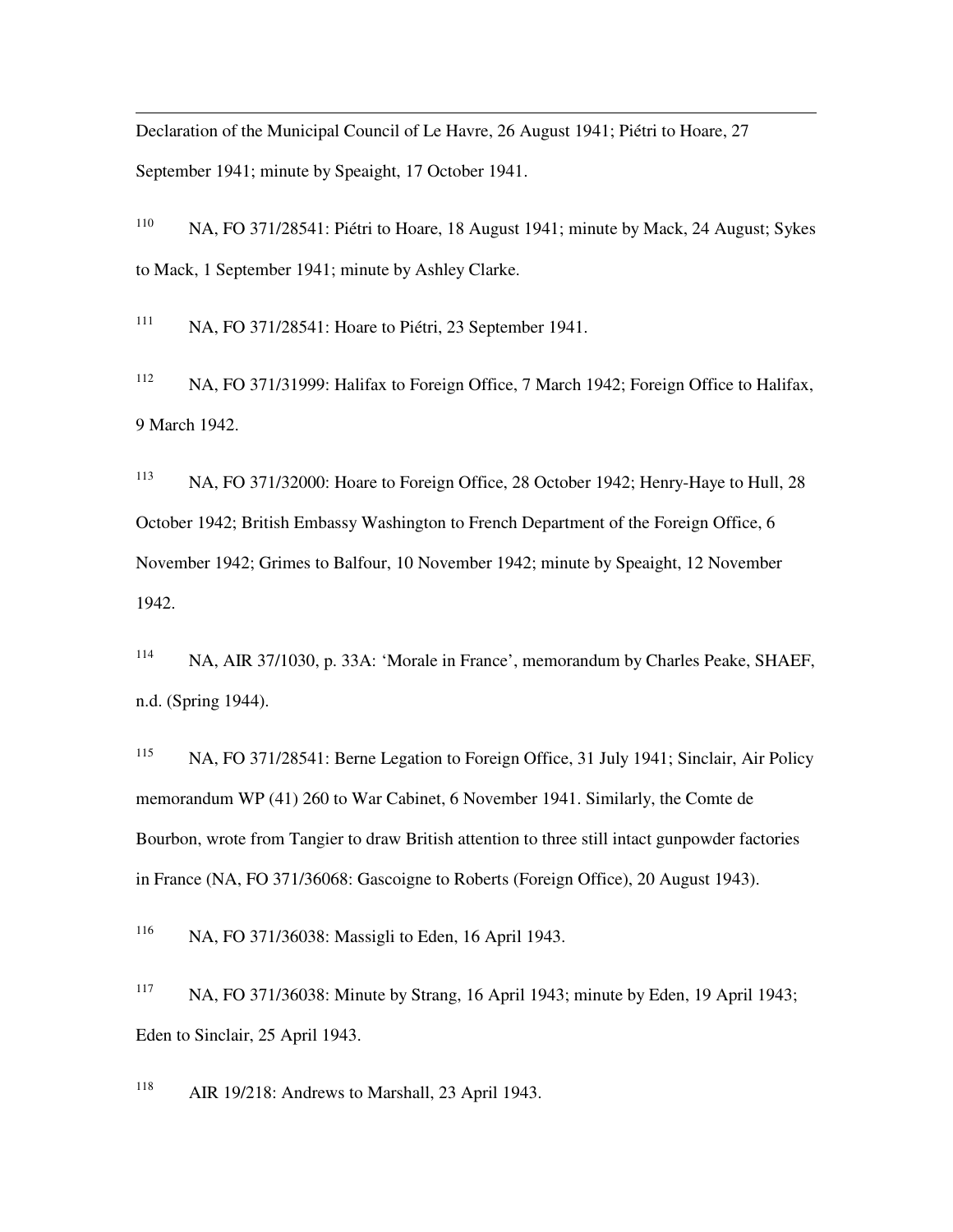Declaration of the Municipal Council of Le Havre, 26 August 1941; Piétri to Hoare, 27 September 1941; minute by Speaight, 17 October 1941.

[110] NA, FO 371/28541: Piétri to Hoare, 18 August 1941; minute by Mack, 24 August; Sykes to Mack, 1 September 1941; minute by Ashley Clarke.

[111] NA, FO 371/28541: Hoare to Piétri, 23 September 1941.

[112] NA, FO 371/31999: Halifax to Foreign Office, 7 March 1942; Foreign Office to Halifax, 9 March 1942.

[113] NA, FO 371/32000: Hoare to Foreign Office, 28 October 1942; Henry-Haye to Hull, 28 October 1942; British Embassy Washington to French Department of the Foreign Office, 6 November 1942; Grimes to Balfour, 10 November 1942; minute by Speaight, 12 November 1942.

[114] NA, AIR 37/1030, p. 33A: 'Morale in France', memorandum by Charles Peake, SHAEF, n.d. (Spring 1944).

[115] NA, FO 371/28541: Berne Legation to Foreign Office, 31 July 1941; Sinclair, Air Policy memorandum WP (41) 260 to War Cabinet, 6 November 1941. Similarly, the Comte de Bourbon, wrote from Tangier to draw British attention to three still intact gunpowder factories in France (NA, FO 371/36068: Gascoigne to Roberts (Foreign Office), 20 August 1943).

[116] NA, FO 371/36038: Massigli to Eden, 16 April 1943.

[117] NA, FO 371/36038: Minute by Strang, 16 April 1943; minute by Eden, 19 April 1943; Eden to Sinclair, 25 April 1943.

[118] AIR 19/218: Andrews to Marshall, 23 April 1943.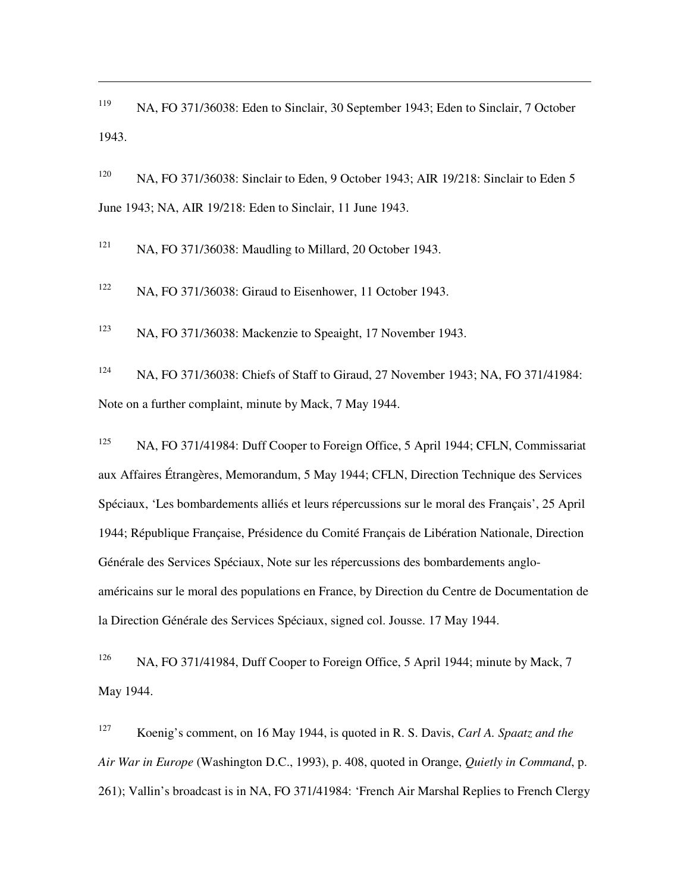119 NA, FO 371/36038: Eden to Sinclair, 30 September 1943; Eden to Sinclair, 7 October 1943.

120 NA, FO 371/36038: Sinclair to Eden, 9 October 1943; AIR 19/218: Sinclair to Eden 5 June 1943; NA, AIR 19/218: Eden to Sinclair, 11 June 1943.

121 NA, FO 371/36038: Maudling to Millard, 20 October 1943.

122 NA, FO 371/36038: Giraud to Eisenhower, 11 October 1943.

123 NA, FO 371/36038: Mackenzie to Speaight, 17 November 1943.

124 NA, FO 371/36038: Chiefs of Staff to Giraud, 27 November 1943; NA, FO 371/41984: Note on a further complaint, minute by Mack, 7 May 1944.

125 NA, FO 371/41984: Duff Cooper to Foreign Office, 5 April 1944; CFLN, Commissariat aux Affaires Étrangères, Memorandum, 5 May 1944; CFLN, Direction Technique des Services Spéciaux, 'Les bombardements alliés et leurs répercussions sur le moral des Français', 25 April 1944; République Française, Présidence du Comité Français de Libération Nationale, Direction Générale des Services Spéciaux, Note sur les répercussions des bombardements anglo-américains sur le moral des populations en France, by Direction du Centre de Documentation de la Direction Générale des Services Spéciaux, signed col. Jousse. 17 May 1944.

126 NA, FO 371/41984, Duff Cooper to Foreign Office, 5 April 1944; minute by Mack, 7 May 1944.

127 Koenig's comment, on 16 May 1944, is quoted in R. S. Davis, *Carl A. Spaatz and the Air War in Europe* (Washington D.C., 1993), p. 408, quoted in Orange, *Quietly in Command*, p. 261); Vallin's broadcast is in NA, FO 371/41984: 'French Air Marshal Replies to French Clergy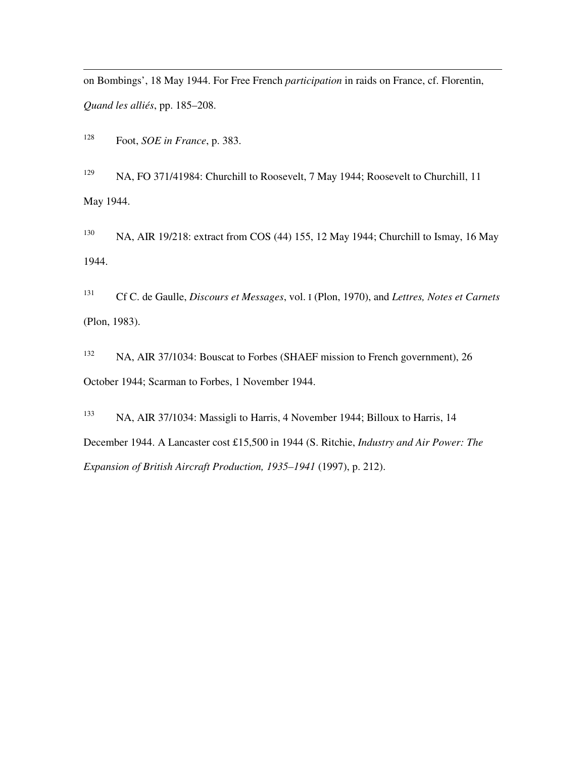on Bombings', 18 May 1944. For Free French *participation* in raids on France, cf. Florentin, *Quand les alliés*, pp. 185–208.

[128] Foot, *SOE in France*, p. 383.

[129] NA, FO 371/41984: Churchill to Roosevelt, 7 May 1944; Roosevelt to Churchill, 11 May 1944.

[130] NA, AIR 19/218: extract from COS (44) 155, 12 May 1944; Churchill to Ismay, 16 May 1944.

[131] Cf C. de Gaulle, *Discours et Messages*, vol. I (Plon, 1970), and *Lettres, Notes et Carnets* (Plon, 1983).

[132] NA, AIR 37/1034: Bouscat to Forbes (SHAEF mission to French government), 26 October 1944; Scarman to Forbes, 1 November 1944.

[133] NA, AIR 37/1034: Massigli to Harris, 4 November 1944; Billoux to Harris, 14 December 1944. A Lancaster cost £15,500 in 1944 (S. Ritchie, *Industry and Air Power: The Expansion of British Aircraft Production, 1935–1941* (1997), p. 212).